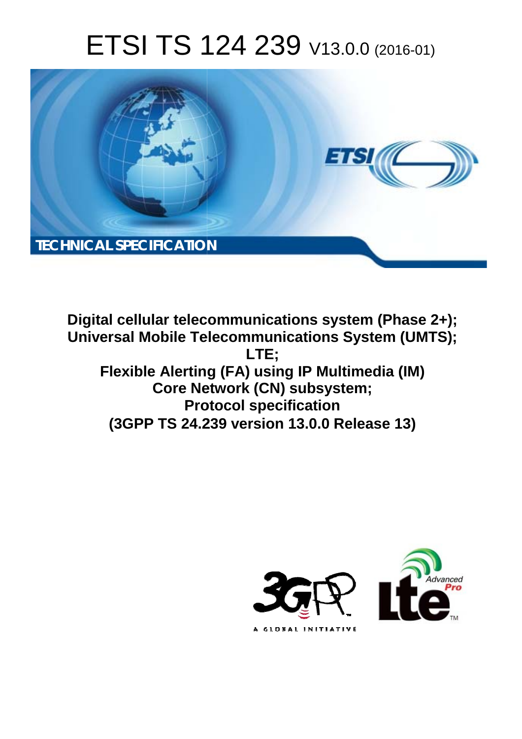# ETSI TS 124 239 V13.0.0 (2016-01)

TECHNICAL SPECIFICATION

**Digital cellular telecommunications system (Phase 2+); Universal Mobile Telecommunications System (UMTS); LTE; Flexible Alerting (FA) using IP Multimedia (IM) Core Network (CN) subsystem; Protocol specification (3GPP TS 24.239 version 13.0.0 Release 13)**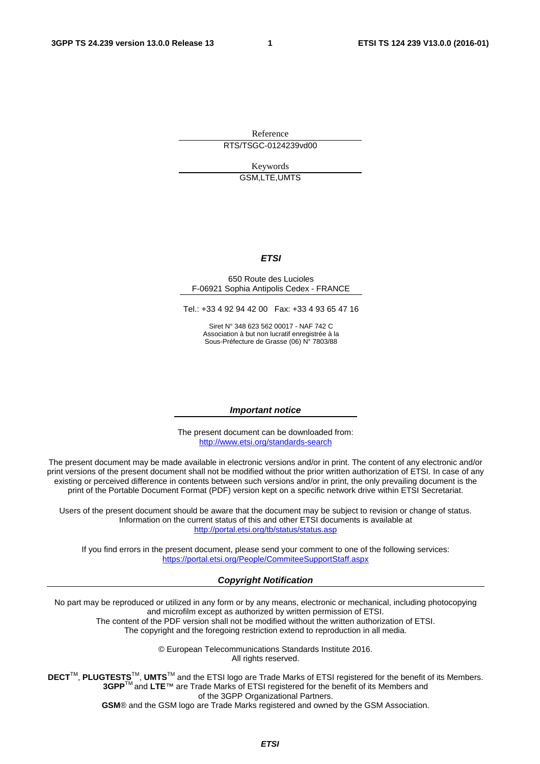Reference

RTS/TSGC-0124239vd00

Keywords

GSM,LTE,UMTS

***ETSI***

650 Route des Lucioles
F-06921 Sophia Antipolis Cedex - FRANCE

Tel.: +33 4 92 94 42 00 Fax: +33 4 93 65 47 16

Siret N° 348 623 562 00017 - NAF 742 C
Association à but non lucratif enregistrée à la
Sous-Préfecture de Grasse (06) N° 7803/88

***Important notice***

The present document can be downloaded from:
http://www.etsi.org/standards-search

The present document may be made available in electronic versions and/or in print. The content of any electronic and/or print versions of the present document shall not be modified without the prior written authorization of ETSI. In case of any existing or perceived difference in contents between such versions and/or in print, the only prevailing document is the print of the Portable Document Format (PDF) version kept on a specific network drive within ETSI Secretariat.

Users of the present document should be aware that the document may be subject to revision or change of status. Information on the current status of this and other ETSI documents is available at
http://portal.etsi.org/tb/status/status.asp

If you find errors in the present document, please send your comment to one of the following services:
https://portal.etsi.org/People/CommiteeSupportStaff.aspx

***Copyright Notification***

No part may be reproduced or utilized in any form or by any means, electronic or mechanical, including photocopying and microfilm except as authorized by written permission of ETSI.
The content of the PDF version shall not be modified without the written authorization of ETSI.
The copyright and the foregoing restriction extend to reproduction in all media.

© European Telecommunications Standards Institute 2016.
All rights reserved.

**DECT**™, **PLUGTESTS**™, **UMTS**™ and the ETSI logo are Trade Marks of ETSI registered for the benefit of its Members.
**3GPP**™ and **LTE**™ are Trade Marks of ETSI registered for the benefit of its Members and of the 3GPP Organizational Partners.
**GSM**® and the GSM logo are Trade Marks registered and owned by the GSM Association.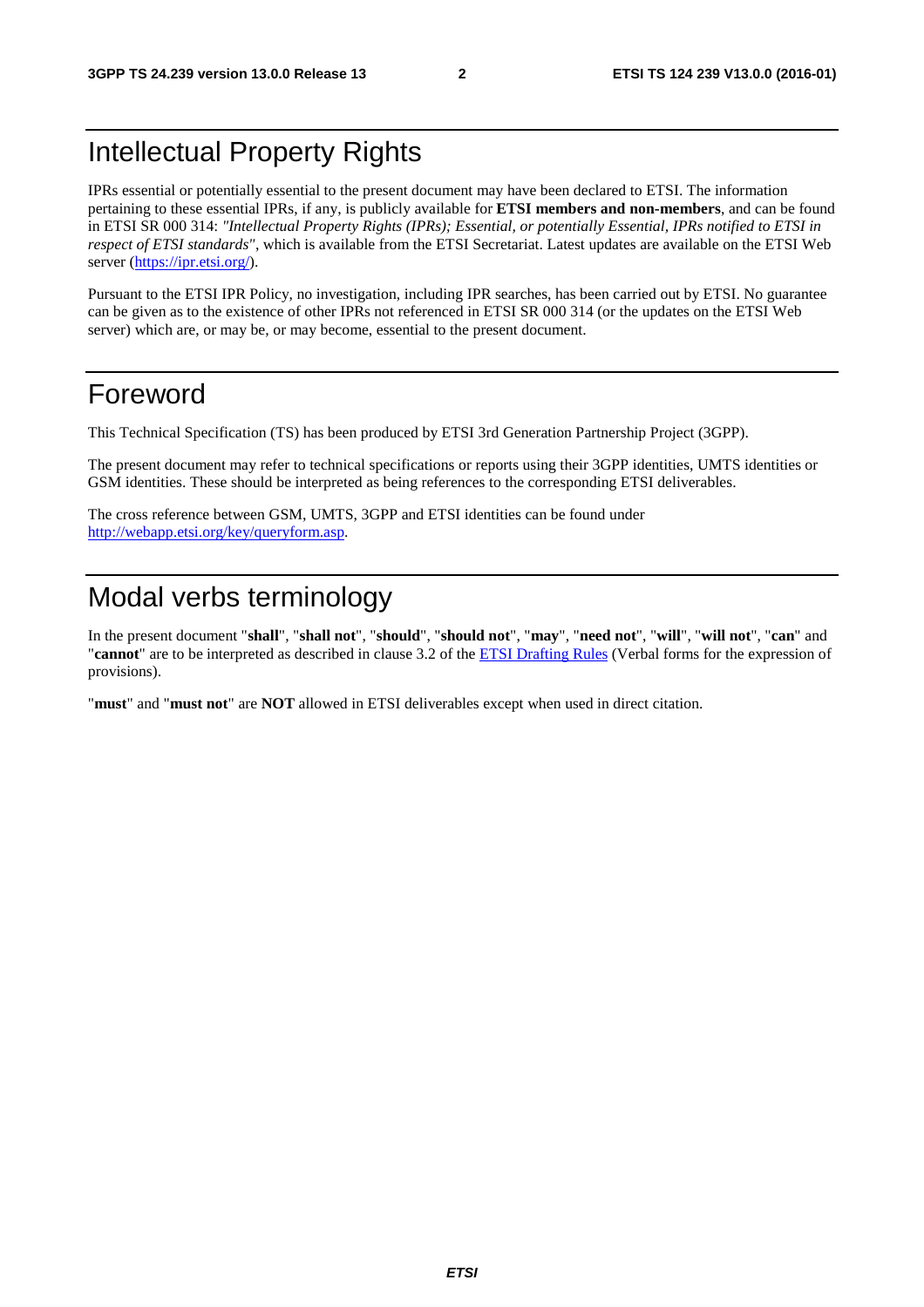# Intellectual Property Rights

IPRs essential or potentially essential to the present document may have been declared to ETSI. The information pertaining to these essential IPRs, if any, is publicly available for **ETSI members and non-members**, and can be found in ETSI SR 000 314: *"Intellectual Property Rights (IPRs); Essential, or potentially Essential, IPRs notified to ETSI in respect of ETSI standards"*, which is available from the ETSI Secretariat. Latest updates are available on the ETSI Web server (https://ipr.etsi.org/).

Pursuant to the ETSI IPR Policy, no investigation, including IPR searches, has been carried out by ETSI. No guarantee can be given as to the existence of other IPRs not referenced in ETSI SR 000 314 (or the updates on the ETSI Web server) which are, or may be, or may become, essential to the present document.

# Foreword

This Technical Specification (TS) has been produced by ETSI 3rd Generation Partnership Project (3GPP).

The present document may refer to technical specifications or reports using their 3GPP identities, UMTS identities or GSM identities. These should be interpreted as being references to the corresponding ETSI deliverables.

The cross reference between GSM, UMTS, 3GPP and ETSI identities can be found under http://webapp.etsi.org/key/queryform.asp.

# Modal verbs terminology

In the present document "**shall**", "**shall not**", "**should**", "**should not**", "**may**", "**need not**", "**will**", "**will not**", "**can**" and "**cannot**" are to be interpreted as described in clause 3.2 of the ETSI Drafting Rules (Verbal forms for the expression of provisions).

"**must**" and "**must not**" are **NOT** allowed in ETSI deliverables except when used in direct citation.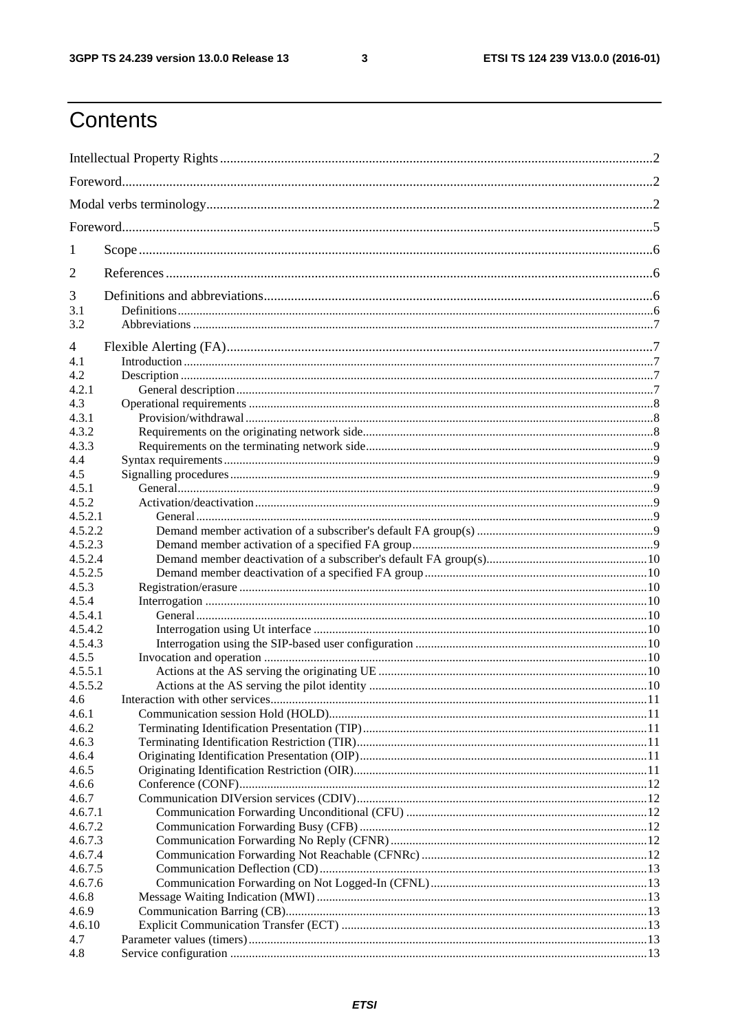# Contents

Intellectual Property Rights ........ 2
Foreword ........ 2
Modal verbs terminology ........ 2
Foreword ........ 5
1 Scope ........ 6
2 References ........ 6
3 Definitions and abbreviations ........ 6
3.1 Definitions ........ 6
3.2 Abbreviations ........ 7
4 Flexible Alerting (FA) ........ 7
4.1 Introduction ........ 7
4.2 Description ........ 7
4.2.1 General description ........ 7
4.3 Operational requirements ........ 8
4.3.1 Provision/withdrawal ........ 8
4.3.2 Requirements on the originating network side ........ 8
4.3.3 Requirements on the terminating network side ........ 9
4.4 Syntax requirements ........ 9
4.5 Signalling procedures ........ 9
4.5.1 General ........ 9
4.5.2 Activation/deactivation ........ 9
4.5.2.1 General ........ 9
4.5.2.2 Demand member activation of a subscriber's default FA group(s) ........ 9
4.5.2.3 Demand member activation of a specified FA group ........ 9
4.5.2.4 Demand member deactivation of a subscriber's default FA group(s) ........ 10
4.5.2.5 Demand member deactivation of a specified FA group ........ 10
4.5.3 Registration/erasure ........ 10
4.5.4 Interrogation ........ 10
4.5.4.1 General ........ 10
4.5.4.2 Interrogation using Ut interface ........ 10
4.5.4.3 Interrogation using the SIP-based user configuration ........ 10
4.5.5 Invocation and operation ........ 10
4.5.5.1 Actions at the AS serving the originating UE ........ 10
4.5.5.2 Actions at the AS serving the pilot identity ........ 10
4.6 Interaction with other services ........ 11
4.6.1 Communication session Hold (HOLD) ........ 11
4.6.2 Terminating Identification Presentation (TIP) ........ 11
4.6.3 Terminating Identification Restriction (TIR) ........ 11
4.6.4 Originating Identification Presentation (OIP) ........ 11
4.6.5 Originating Identification Restriction (OIR) ........ 11
4.6.6 Conference (CONF) ........ 12
4.6.7 Communication DIVersion services (CDIV) ........ 12
4.6.7.1 Communication Forwarding Unconditional (CFU) ........ 12
4.6.7.2 Communication Forwarding Busy (CFB) ........ 12
4.6.7.3 Communication Forwarding No Reply (CFNR) ........ 12
4.6.7.4 Communication Forwarding Not Reachable (CFNRc) ........ 12
4.6.7.5 Communication Deflection (CD) ........ 13
4.6.7.6 Communication Forwarding on Not Logged-In (CFNL) ........ 13
4.6.8 Message Waiting Indication (MWI) ........ 13
4.6.9 Communication Barring (CB) ........ 13
4.6.10 Explicit Communication Transfer (ECT) ........ 13
4.7 Parameter values (timers) ........ 13
4.8 Service configuration ........ 13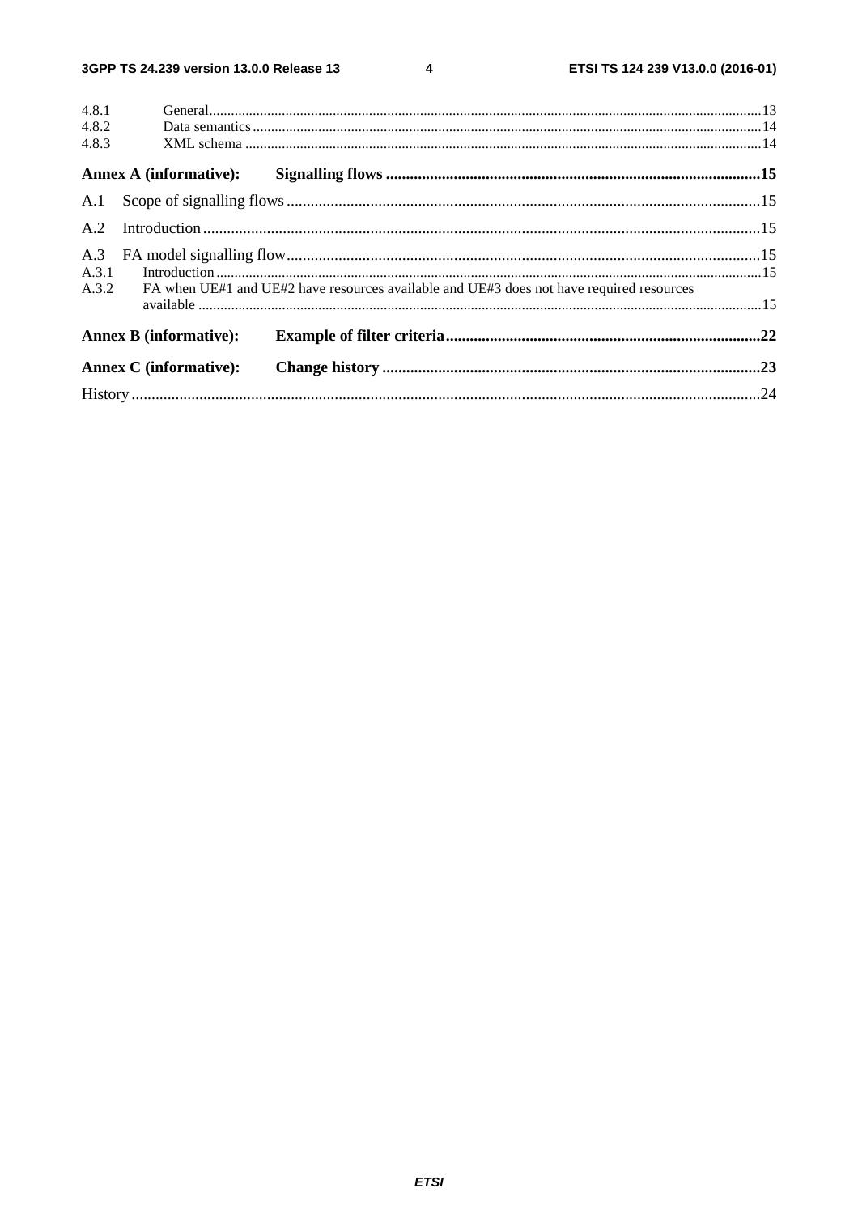4.8.1 General ........................................................................................................................................................13
4.8.2 Data semantics...........................................................................................................................................14
4.8.3 XML schema .............................................................................................................................................14

**Annex A (informative): Signalling flows ..............................................................................................15**

A.1 Scope of signalling flows ......................................................................................................................15

A.2 Introduction ...........................................................................................................................................15

A.3 FA model signalling flow ......................................................................................................................15
A.3.1 Introduction ....................................................................................................................................................15
A.3.2 FA when UE#1 and UE#2 have resources available and UE#3 does not have required resources available ..........................................................................................................................................................15

**Annex B (informative): Example of filter criteria ...............................................................................22**

**Annex C (informative): Change history ...............................................................................................23**

History ............................................................................................................................................................24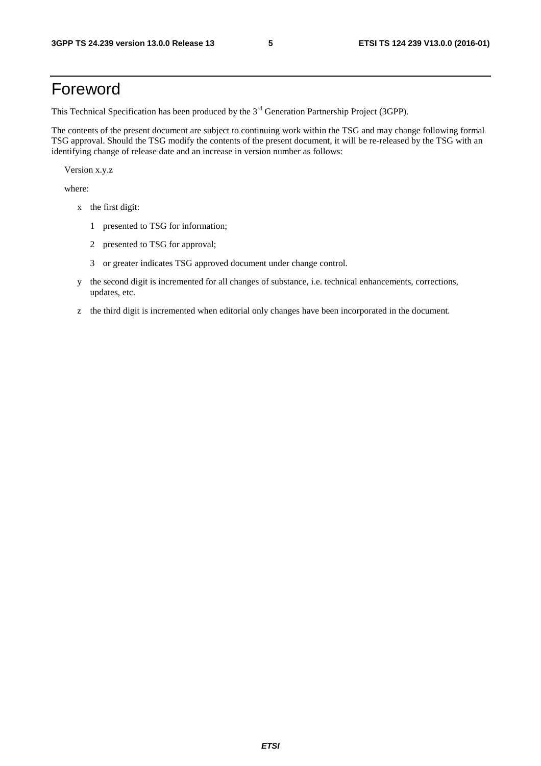# Foreword

This Technical Specification has been produced by the 3rd Generation Partnership Project (3GPP).

The contents of the present document are subject to continuing work within the TSG and may change following formal TSG approval. Should the TSG modify the contents of the present document, it will be re-released by the TSG with an identifying change of release date and an increase in version number as follows:

Version x.y.z

where:

- x the first digit:
  - 1 presented to TSG for information;
  - 2 presented to TSG for approval;
  - 3 or greater indicates TSG approved document under change control.
- y the second digit is incremented for all changes of substance, i.e. technical enhancements, corrections, updates, etc.
- z the third digit is incremented when editorial only changes have been incorporated in the document.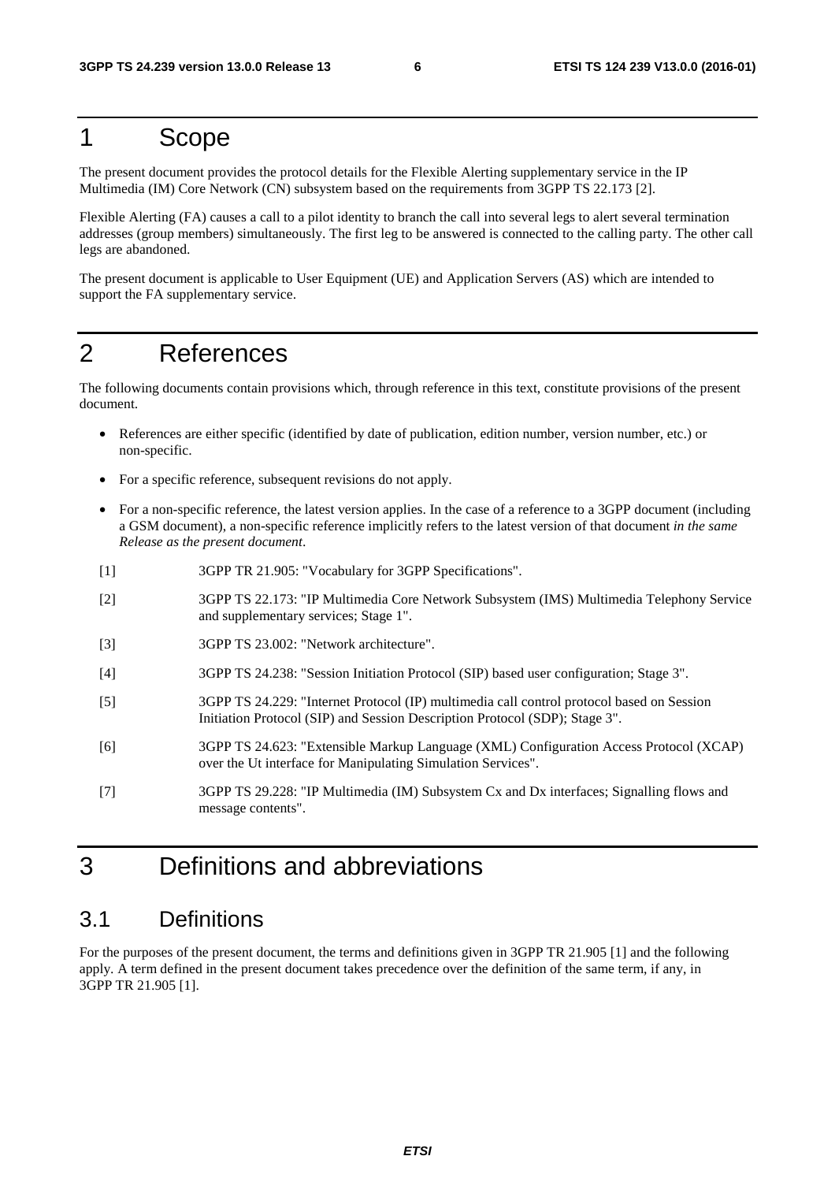# 1 Scope

The present document provides the protocol details for the Flexible Alerting supplementary service in the IP Multimedia (IM) Core Network (CN) subsystem based on the requirements from 3GPP TS 22.173 [2].

Flexible Alerting (FA) causes a call to a pilot identity to branch the call into several legs to alert several termination addresses (group members) simultaneously. The first leg to be answered is connected to the calling party. The other call legs are abandoned.

The present document is applicable to User Equipment (UE) and Application Servers (AS) which are intended to support the FA supplementary service.

# 2 References

The following documents contain provisions which, through reference in this text, constitute provisions of the present document.

- References are either specific (identified by date of publication, edition number, version number, etc.) or non-specific.
- For a specific reference, subsequent revisions do not apply.
- For a non-specific reference, the latest version applies. In the case of a reference to a 3GPP document (including a GSM document), a non-specific reference implicitly refers to the latest version of that document *in the same Release as the present document*.

[1] 3GPP TR 21.905: "Vocabulary for 3GPP Specifications".

[2] 3GPP TS 22.173: "IP Multimedia Core Network Subsystem (IMS) Multimedia Telephony Service and supplementary services; Stage 1".

[3] 3GPP TS 23.002: "Network architecture".

[4] 3GPP TS 24.238: "Session Initiation Protocol (SIP) based user configuration; Stage 3".

[5] 3GPP TS 24.229: "Internet Protocol (IP) multimedia call control protocol based on Session Initiation Protocol (SIP) and Session Description Protocol (SDP); Stage 3".

[6] 3GPP TS 24.623: "Extensible Markup Language (XML) Configuration Access Protocol (XCAP) over the Ut interface for Manipulating Simulation Services".

[7] 3GPP TS 29.228: "IP Multimedia (IM) Subsystem Cx and Dx interfaces; Signalling flows and message contents".

# 3 Definitions and abbreviations

## 3.1 Definitions

For the purposes of the present document, the terms and definitions given in 3GPP TR 21.905 [1] and the following apply. A term defined in the present document takes precedence over the definition of the same term, if any, in 3GPP TR 21.905 [1].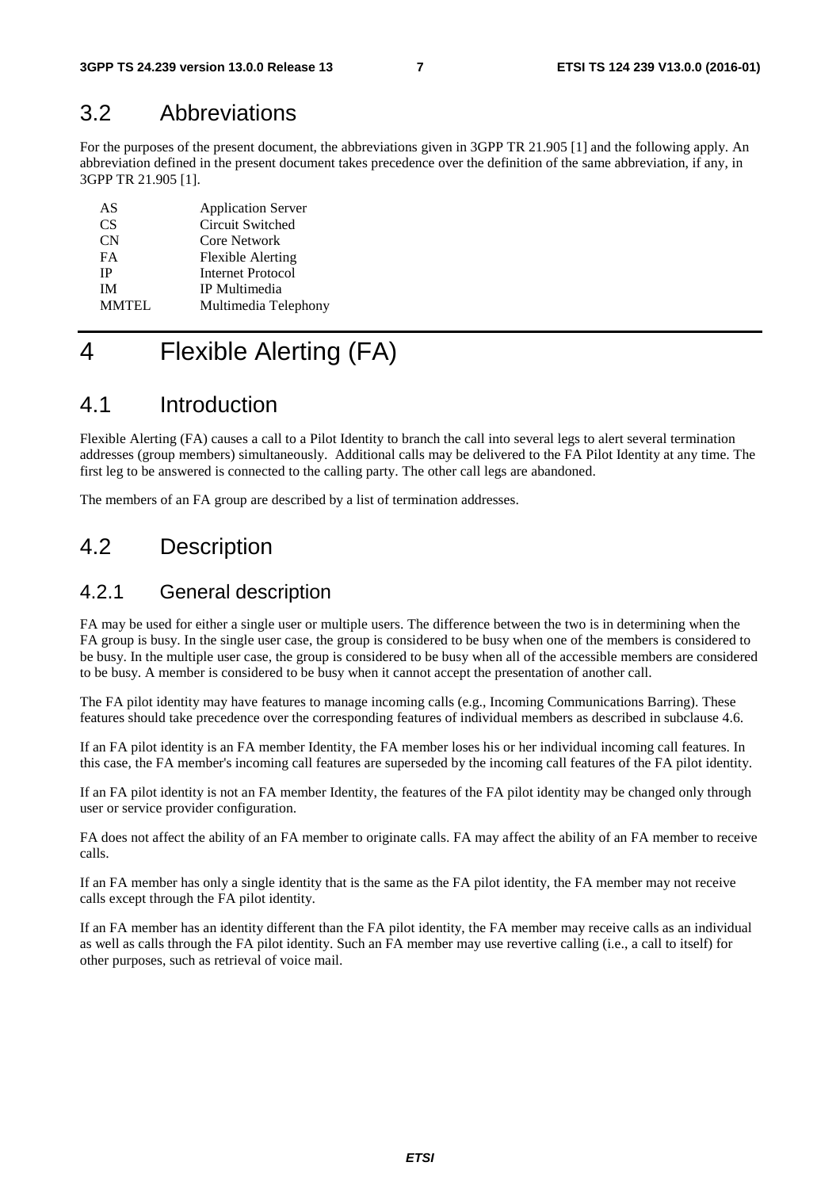## 3.2 Abbreviations

For the purposes of the present document, the abbreviations given in 3GPP TR 21.905 [1] and the following apply. An abbreviation defined in the present document takes precedence over the definition of the same abbreviation, if any, in 3GPP TR 21.905 [1].

| | |
|---|---|
| AS | Application Server |
| CS | Circuit Switched |
| CN | Core Network |
| FA | Flexible Alerting |
| IP | Internet Protocol |
| IM | IP Multimedia |
| MMTEL | Multimedia Telephony |

# 4 Flexible Alerting (FA)

## 4.1 Introduction

Flexible Alerting (FA) causes a call to a Pilot Identity to branch the call into several legs to alert several termination addresses (group members) simultaneously. Additional calls may be delivered to the FA Pilot Identity at any time. The first leg to be answered is connected to the calling party. The other call legs are abandoned.

The members of an FA group are described by a list of termination addresses.

## 4.2 Description

### 4.2.1 General description

FA may be used for either a single user or multiple users. The difference between the two is in determining when the FA group is busy. In the single user case, the group is considered to be busy when one of the members is considered to be busy. In the multiple user case, the group is considered to be busy when all of the accessible members are considered to be busy. A member is considered to be busy when it cannot accept the presentation of another call.

The FA pilot identity may have features to manage incoming calls (e.g., Incoming Communications Barring). These features should take precedence over the corresponding features of individual members as described in subclause 4.6.

If an FA pilot identity is an FA member Identity, the FA member loses his or her individual incoming call features. In this case, the FA member's incoming call features are superseded by the incoming call features of the FA pilot identity.

If an FA pilot identity is not an FA member Identity, the features of the FA pilot identity may be changed only through user or service provider configuration.

FA does not affect the ability of an FA member to originate calls. FA may affect the ability of an FA member to receive calls.

If an FA member has only a single identity that is the same as the FA pilot identity, the FA member may not receive calls except through the FA pilot identity.

If an FA member has an identity different than the FA pilot identity, the FA member may receive calls as an individual as well as calls through the FA pilot identity. Such an FA member may use revertive calling (i.e., a call to itself) for other purposes, such as retrieval of voice mail.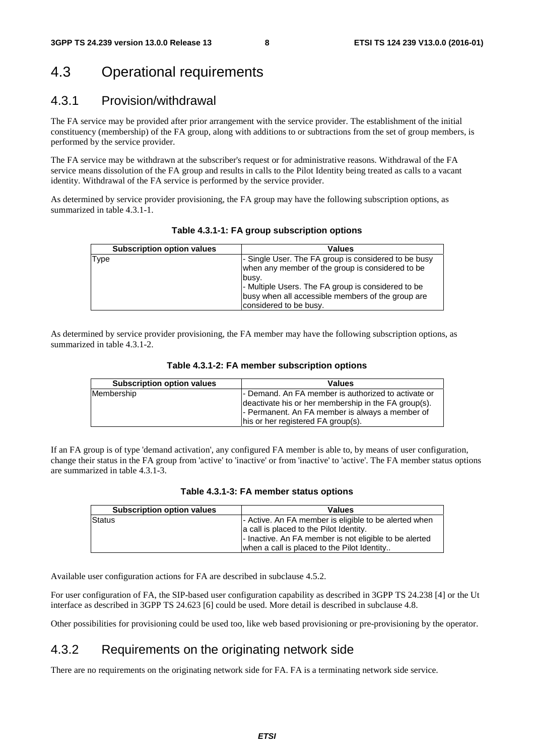## 4.3 Operational requirements

### 4.3.1 Provision/withdrawal

The FA service may be provided after prior arrangement with the service provider. The establishment of the initial constituency (membership) of the FA group, along with additions to or subtractions from the set of group members, is performed by the service provider.

The FA service may be withdrawn at the subscriber's request or for administrative reasons. Withdrawal of the FA service means dissolution of the FA group and results in calls to the Pilot Identity being treated as calls to a vacant identity. Withdrawal of the FA service is performed by the service provider.

As determined by service provider provisioning, the FA group may have the following subscription options, as summarized in table 4.3.1-1.

**Table 4.3.1-1: FA group subscription options**

| Subscription option values | Values |
|---|---|
| Type | - Single User. The FA group is considered to be busy when any member of the group is considered to be busy.<br>- Multiple Users. The FA group is considered to be busy when all accessible members of the group are considered to be busy. |

As determined by service provider provisioning, the FA member may have the following subscription options, as summarized in table 4.3.1-2.

**Table 4.3.1-2: FA member subscription options**

| Subscription option values | Values |
|---|---|
| Membership | - Demand. An FA member is authorized to activate or deactivate his or her membership in the FA group(s).<br>- Permanent. An FA member is always a member of his or her registered FA group(s). |

If an FA group is of type 'demand activation', any configured FA member is able to, by means of user configuration, change their status in the FA group from 'active' to 'inactive' or from 'inactive' to 'active'. The FA member status options are summarized in table 4.3.1-3.

**Table 4.3.1-3: FA member status options**

| Subscription option values | Values |
|---|---|
| Status | - Active. An FA member is eligible to be alerted when a call is placed to the Pilot Identity.<br>- Inactive. An FA member is not eligible to be alerted when a call is placed to the Pilot Identity.. |

Available user configuration actions for FA are described in subclause 4.5.2.

For user configuration of FA, the SIP-based user configuration capability as described in 3GPP TS 24.238 [4] or the Ut interface as described in 3GPP TS 24.623 [6] could be used. More detail is described in subclause 4.8.

Other possibilities for provisioning could be used too, like web based provisioning or pre-provisioning by the operator.

### 4.3.2 Requirements on the originating network side

There are no requirements on the originating network side for FA. FA is a terminating network side service.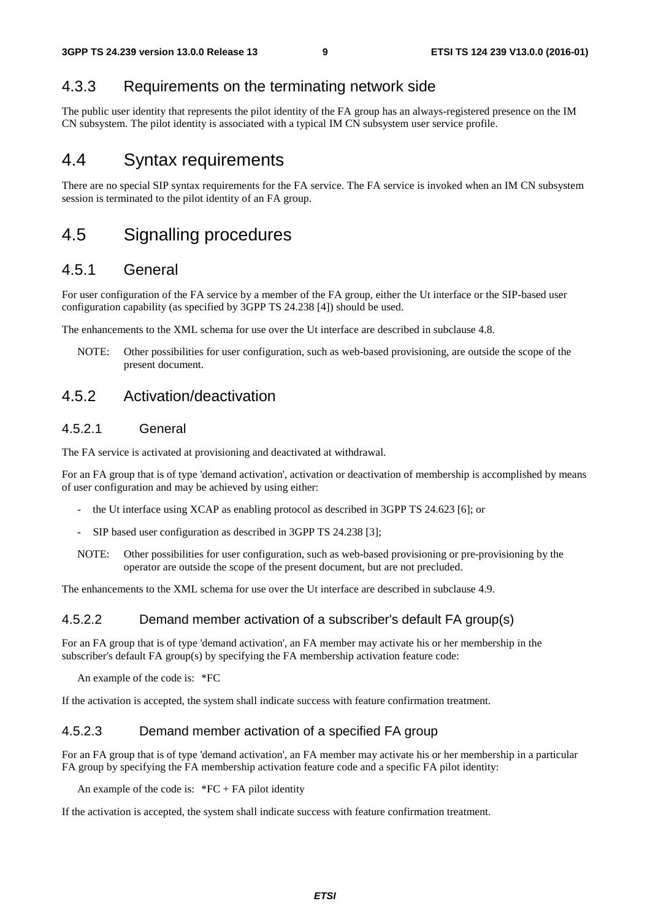### 4.3.3 Requirements on the terminating network side

The public user identity that represents the pilot identity of the FA group has an always-registered presence on the IM CN subsystem. The pilot identity is associated with a typical IM CN subsystem user service profile.

## 4.4 Syntax requirements

There are no special SIP syntax requirements for the FA service. The FA service is invoked when an IM CN subsystem session is terminated to the pilot identity of an FA group.

## 4.5 Signalling procedures

### 4.5.1 General

For user configuration of the FA service by a member of the FA group, either the Ut interface or the SIP-based user configuration capability (as specified by 3GPP TS 24.238 [4]) should be used.

The enhancements to the XML schema for use over the Ut interface are described in subclause 4.8.

NOTE: Other possibilities for user configuration, such as web-based provisioning, are outside the scope of the present document.

### 4.5.2 Activation/deactivation

#### 4.5.2.1 General

The FA service is activated at provisioning and deactivated at withdrawal.

For an FA group that is of type 'demand activation', activation or deactivation of membership is accomplished by means of user configuration and may be achieved by using either:

- the Ut interface using XCAP as enabling protocol as described in 3GPP TS 24.623 [6]; or
- SIP based user configuration as described in 3GPP TS 24.238 [3];

NOTE: Other possibilities for user configuration, such as web-based provisioning or pre-provisioning by the operator are outside the scope of the present document, but are not precluded.

The enhancements to the XML schema for use over the Ut interface are described in subclause 4.9.

#### 4.5.2.2 Demand member activation of a subscriber's default FA group(s)

For an FA group that is of type 'demand activation', an FA member may activate his or her membership in the subscriber's default FA group(s) by specifying the FA membership activation feature code:

An example of the code is: *FC

If the activation is accepted, the system shall indicate success with feature confirmation treatment.

#### 4.5.2.3 Demand member activation of a specified FA group

For an FA group that is of type 'demand activation', an FA member may activate his or her membership in a particular FA group by specifying the FA membership activation feature code and a specific FA pilot identity:

An example of the code is: *FC + FA pilot identity

If the activation is accepted, the system shall indicate success with feature confirmation treatment.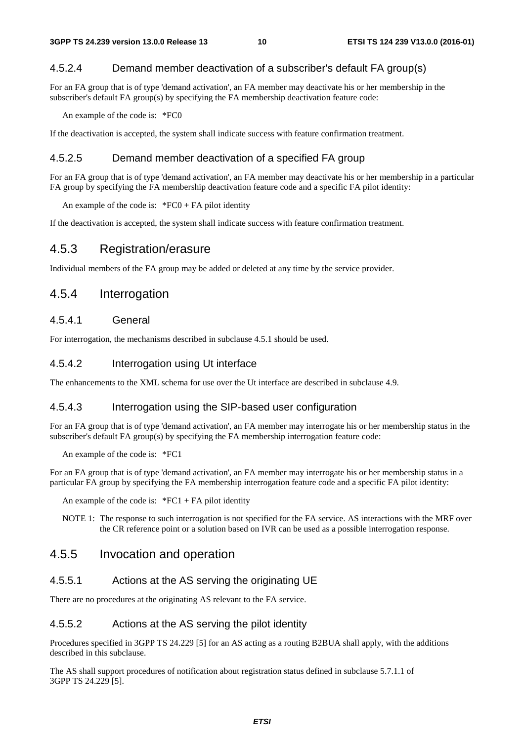#### 4.5.2.4 Demand member deactivation of a subscriber's default FA group(s)

For an FA group that is of type 'demand activation', an FA member may deactivate his or her membership in the subscriber's default FA group(s) by specifying the FA membership deactivation feature code:

An example of the code is: *FC0

If the deactivation is accepted, the system shall indicate success with feature confirmation treatment.

#### 4.5.2.5 Demand member deactivation of a specified FA group

For an FA group that is of type 'demand activation', an FA member may deactivate his or her membership in a particular FA group by specifying the FA membership deactivation feature code and a specific FA pilot identity:

An example of the code is: *FC0 + FA pilot identity

If the deactivation is accepted, the system shall indicate success with feature confirmation treatment.

### 4.5.3 Registration/erasure

Individual members of the FA group may be added or deleted at any time by the service provider.

### 4.5.4 Interrogation

#### 4.5.4.1 General

For interrogation, the mechanisms described in subclause 4.5.1 should be used.

#### 4.5.4.2 Interrogation using Ut interface

The enhancements to the XML schema for use over the Ut interface are described in subclause 4.9.

#### 4.5.4.3 Interrogation using the SIP-based user configuration

For an FA group that is of type 'demand activation', an FA member may interrogate his or her membership status in the subscriber's default FA group(s) by specifying the FA membership interrogation feature code:

An example of the code is: *FC1

For an FA group that is of type 'demand activation', an FA member may interrogate his or her membership status in a particular FA group by specifying the FA membership interrogation feature code and a specific FA pilot identity:

An example of the code is: *FC1 + FA pilot identity

NOTE 1: The response to such interrogation is not specified for the FA service. AS interactions with the MRF over the CR reference point or a solution based on IVR can be used as a possible interrogation response.

### 4.5.5 Invocation and operation

#### 4.5.5.1 Actions at the AS serving the originating UE

There are no procedures at the originating AS relevant to the FA service.

#### 4.5.5.2 Actions at the AS serving the pilot identity

Procedures specified in 3GPP TS 24.229 [5] for an AS acting as a routing B2BUA shall apply, with the additions described in this subclause.

The AS shall support procedures of notification about registration status defined in subclause 5.7.1.1 of 3GPP TS 24.229 [5].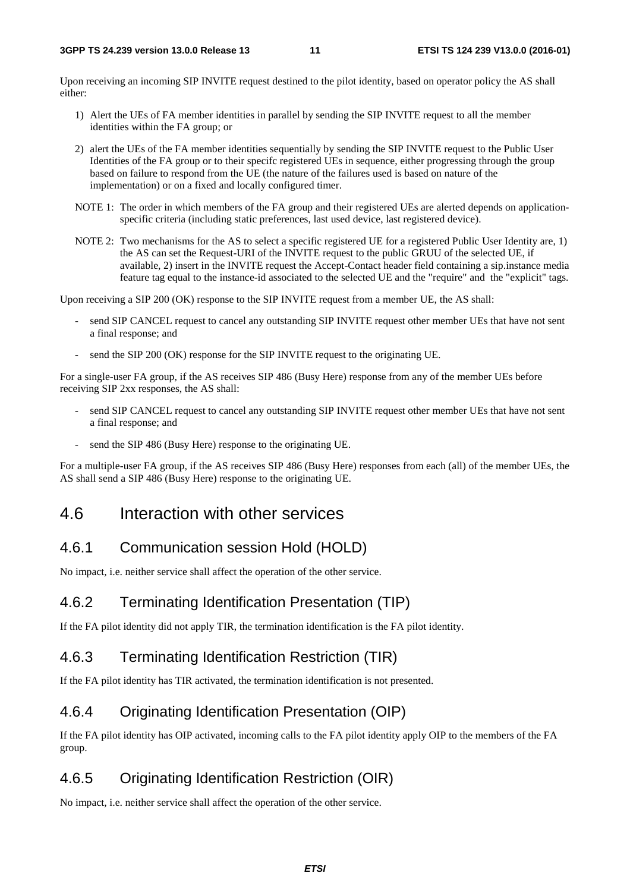Upon receiving an incoming SIP INVITE request destined to the pilot identity, based on operator policy the AS shall either:

1) Alert the UEs of FA member identities in parallel by sending the SIP INVITE request to all the member identities within the FA group; or

2) alert the UEs of the FA member identities sequentially by sending the SIP INVITE request to the Public User Identities of the FA group or to their specifc registered UEs in sequence, either progressing through the group based on failure to respond from the UE (the nature of the failures used is based on nature of the implementation) or on a fixed and locally configured timer.

NOTE 1: The order in which members of the FA group and their registered UEs are alerted depends on application-specific criteria (including static preferences, last used device, last registered device).

NOTE 2: Two mechanisms for the AS to select a specific registered UE for a registered Public User Identity are, 1) the AS can set the Request-URI of the INVITE request to the public GRUU of the selected UE, if available, 2) insert in the INVITE request the Accept-Contact header field containing a sip.instance media feature tag equal to the instance-id associated to the selected UE and the "require" and the "explicit" tags.

Upon receiving a SIP 200 (OK) response to the SIP INVITE request from a member UE, the AS shall:

- send SIP CANCEL request to cancel any outstanding SIP INVITE request other member UEs that have not sent a final response; and
- send the SIP 200 (OK) response for the SIP INVITE request to the originating UE.

For a single-user FA group, if the AS receives SIP 486 (Busy Here) response from any of the member UEs before receiving SIP 2xx responses, the AS shall:

- send SIP CANCEL request to cancel any outstanding SIP INVITE request other member UEs that have not sent a final response; and
- send the SIP 486 (Busy Here) response to the originating UE.

For a multiple-user FA group, if the AS receives SIP 486 (Busy Here) responses from each (all) of the member UEs, the AS shall send a SIP 486 (Busy Here) response to the originating UE.

## 4.6 Interaction with other services

### 4.6.1 Communication session Hold (HOLD)

No impact, i.e. neither service shall affect the operation of the other service.

### 4.6.2 Terminating Identification Presentation (TIP)

If the FA pilot identity did not apply TIR, the termination identification is the FA pilot identity.

### 4.6.3 Terminating Identification Restriction (TIR)

If the FA pilot identity has TIR activated, the termination identification is not presented.

### 4.6.4 Originating Identification Presentation (OIP)

If the FA pilot identity has OIP activated, incoming calls to the FA pilot identity apply OIP to the members of the FA group.

### 4.6.5 Originating Identification Restriction (OIR)

No impact, i.e. neither service shall affect the operation of the other service.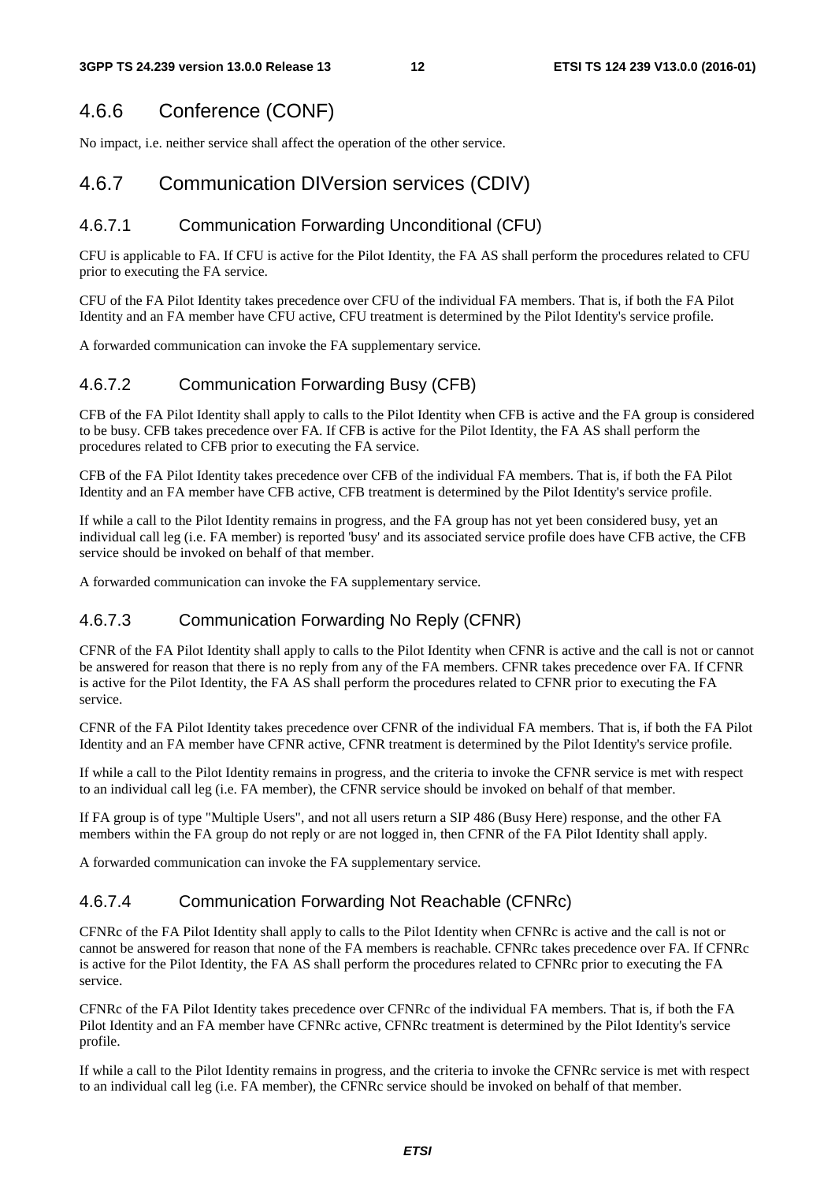## 4.6.6 Conference (CONF)

No impact, i.e. neither service shall affect the operation of the other service.

## 4.6.7 Communication DIVersion services (CDIV)

### 4.6.7.1 Communication Forwarding Unconditional (CFU)

CFU is applicable to FA. If CFU is active for the Pilot Identity, the FA AS shall perform the procedures related to CFU prior to executing the FA service.

CFU of the FA Pilot Identity takes precedence over CFU of the individual FA members. That is, if both the FA Pilot Identity and an FA member have CFU active, CFU treatment is determined by the Pilot Identity's service profile.

A forwarded communication can invoke the FA supplementary service.

### 4.6.7.2 Communication Forwarding Busy (CFB)

CFB of the FA Pilot Identity shall apply to calls to the Pilot Identity when CFB is active and the FA group is considered to be busy. CFB takes precedence over FA. If CFB is active for the Pilot Identity, the FA AS shall perform the procedures related to CFB prior to executing the FA service.

CFB of the FA Pilot Identity takes precedence over CFB of the individual FA members. That is, if both the FA Pilot Identity and an FA member have CFB active, CFB treatment is determined by the Pilot Identity's service profile.

If while a call to the Pilot Identity remains in progress, and the FA group has not yet been considered busy, yet an individual call leg (i.e. FA member) is reported 'busy' and its associated service profile does have CFB active, the CFB service should be invoked on behalf of that member.

A forwarded communication can invoke the FA supplementary service.

### 4.6.7.3 Communication Forwarding No Reply (CFNR)

CFNR of the FA Pilot Identity shall apply to calls to the Pilot Identity when CFNR is active and the call is not or cannot be answered for reason that there is no reply from any of the FA members. CFNR takes precedence over FA. If CFNR is active for the Pilot Identity, the FA AS shall perform the procedures related to CFNR prior to executing the FA service.

CFNR of the FA Pilot Identity takes precedence over CFNR of the individual FA members. That is, if both the FA Pilot Identity and an FA member have CFNR active, CFNR treatment is determined by the Pilot Identity's service profile.

If while a call to the Pilot Identity remains in progress, and the criteria to invoke the CFNR service is met with respect to an individual call leg (i.e. FA member), the CFNR service should be invoked on behalf of that member.

If FA group is of type "Multiple Users", and not all users return a SIP 486 (Busy Here) response, and the other FA members within the FA group do not reply or are not logged in, then CFNR of the FA Pilot Identity shall apply.

A forwarded communication can invoke the FA supplementary service.

### 4.6.7.4 Communication Forwarding Not Reachable (CFNRc)

CFNRc of the FA Pilot Identity shall apply to calls to the Pilot Identity when CFNRc is active and the call is not or cannot be answered for reason that none of the FA members is reachable. CFNRc takes precedence over FA. If CFNRc is active for the Pilot Identity, the FA AS shall perform the procedures related to CFNRc prior to executing the FA service.

CFNRc of the FA Pilot Identity takes precedence over CFNRc of the individual FA members. That is, if both the FA Pilot Identity and an FA member have CFNRc active, CFNRc treatment is determined by the Pilot Identity's service profile.

If while a call to the Pilot Identity remains in progress, and the criteria to invoke the CFNRc service is met with respect to an individual call leg (i.e. FA member), the CFNRc service should be invoked on behalf of that member.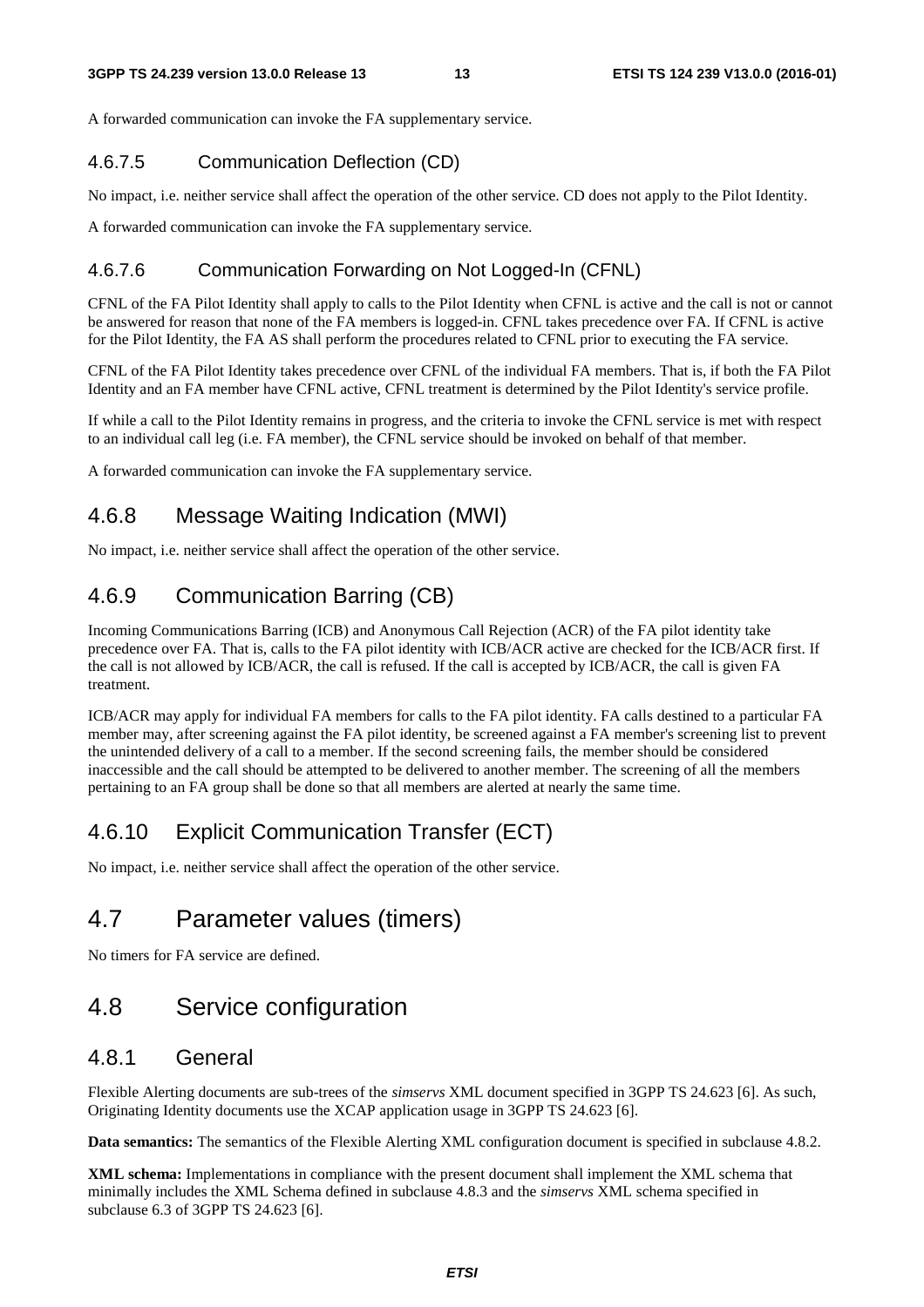A forwarded communication can invoke the FA supplementary service.

#### 4.6.7.5 Communication Deflection (CD)

No impact, i.e. neither service shall affect the operation of the other service. CD does not apply to the Pilot Identity.

A forwarded communication can invoke the FA supplementary service.

#### 4.6.7.6 Communication Forwarding on Not Logged-In (CFNL)

CFNL of the FA Pilot Identity shall apply to calls to the Pilot Identity when CFNL is active and the call is not or cannot be answered for reason that none of the FA members is logged-in. CFNL takes precedence over FA. If CFNL is active for the Pilot Identity, the FA AS shall perform the procedures related to CFNL prior to executing the FA service.

CFNL of the FA Pilot Identity takes precedence over CFNL of the individual FA members. That is, if both the FA Pilot Identity and an FA member have CFNL active, CFNL treatment is determined by the Pilot Identity's service profile.

If while a call to the Pilot Identity remains in progress, and the criteria to invoke the CFNL service is met with respect to an individual call leg (i.e. FA member), the CFNL service should be invoked on behalf of that member.

A forwarded communication can invoke the FA supplementary service.

### 4.6.8 Message Waiting Indication (MWI)

No impact, i.e. neither service shall affect the operation of the other service.

### 4.6.9 Communication Barring (CB)

Incoming Communications Barring (ICB) and Anonymous Call Rejection (ACR) of the FA pilot identity take precedence over FA. That is, calls to the FA pilot identity with ICB/ACR active are checked for the ICB/ACR first. If the call is not allowed by ICB/ACR, the call is refused. If the call is accepted by ICB/ACR, the call is given FA treatment.

ICB/ACR may apply for individual FA members for calls to the FA pilot identity. FA calls destined to a particular FA member may, after screening against the FA pilot identity, be screened against a FA member's screening list to prevent the unintended delivery of a call to a member. If the second screening fails, the member should be considered inaccessible and the call should be attempted to be delivered to another member. The screening of all the members pertaining to an FA group shall be done so that all members are alerted at nearly the same time.

### 4.6.10 Explicit Communication Transfer (ECT)

No impact, i.e. neither service shall affect the operation of the other service.

## 4.7 Parameter values (timers)

No timers for FA service are defined.

## 4.8 Service configuration

### 4.8.1 General

Flexible Alerting documents are sub-trees of the *simservs* XML document specified in 3GPP TS 24.623 [6]. As such, Originating Identity documents use the XCAP application usage in 3GPP TS 24.623 [6].

**Data semantics:** The semantics of the Flexible Alerting XML configuration document is specified in subclause 4.8.2.

**XML schema:** Implementations in compliance with the present document shall implement the XML schema that minimally includes the XML Schema defined in subclause 4.8.3 and the *simservs* XML schema specified in subclause 6.3 of 3GPP TS 24.623 [6].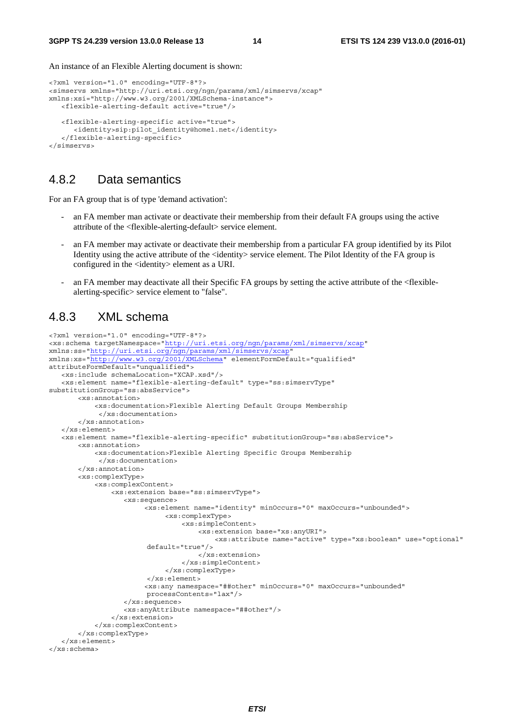An instance of an Flexible Alerting document is shown:

```
<?xml version="1.0" encoding="UTF-8"?>
<simservs xmlns="http://uri.etsi.org/ngn/params/xml/simservs/xcap"
xmlns:xsi="http://www.w3.org/2001/XMLSchema-instance">
   <flexible-alerting-default active="true"/>

   <flexible-alerting-specific active="true">
      <identity>sip:pilot_identity@home1.net</identity>
   </flexible-alerting-specific>
</simservs>
```

### 4.8.2 Data semantics

For an FA group that is of type 'demand activation':

- an FA member man activate or deactivate their membership from their default FA groups using the active attribute of the <flexible-alerting-default> service element.
- an FA member may activate or deactivate their membership from a particular FA group identified by its Pilot Identity using the active attribute of the <identity> service element. The Pilot Identity of the FA group is configured in the <identity> element as a URI.
- an FA member may deactivate all their Specific FA groups by setting the active attribute of the <flexible-alerting-specific> service element to "false".

### 4.8.3 XML schema

```
<?xml version="1.0" encoding="UTF-8"?>
<xs:schema targetNamespace="http://uri.etsi.org/ngn/params/xml/simservs/xcap"
xmlns:ss="http://uri.etsi.org/ngn/params/xml/simservs/xcap"
xmlns:xs="http://www.w3.org/2001/XMLSchema" elementFormDefault="qualified"
attributeFormDefault="unqualified">
   <xs:include schemaLocation="XCAP.xsd"/>
   <xs:element name="flexible-alerting-default" type="ss:simservType"
substitutionGroup="ss:absService">
       <xs:annotation>
           <xs:documentation>Flexible Alerting Default Groups Membership
            </xs:documentation>
       </xs:annotation>
   </xs:element>
   <xs:element name="flexible-alerting-specific" substitutionGroup="ss:absService">
       <xs:annotation>
           <xs:documentation>Flexible Alerting Specific Groups Membership
            </xs:documentation>
       </xs:annotation>
       <xs:complexType>
           <xs:complexContent>
               <xs:extension base="ss:simservType">
                  <xs:sequence>
                       <xs:element name="identity" minOccurs="0" maxOccurs="unbounded">
                            <xs:complexType>
                                <xs:simpleContent>
                                    <xs:extension base="xs:anyURI">
                                        <xs:attribute name="active" type="xs:boolean" use="optional"
                        default="true"/>
                                    </xs:extension>
                                </xs:simpleContent>
                            </xs:complexType>
                        </xs:element>
                       <xs:any namespace="##other" minOccurs="0" maxOccurs="unbounded"
                        processContents="lax"/>
                  </xs:sequence>
                  <xs:anyAttribute namespace="##other"/>
               </xs:extension>
           </xs:complexContent>
       </xs:complexType>
   </xs:element>
</xs:schema>
```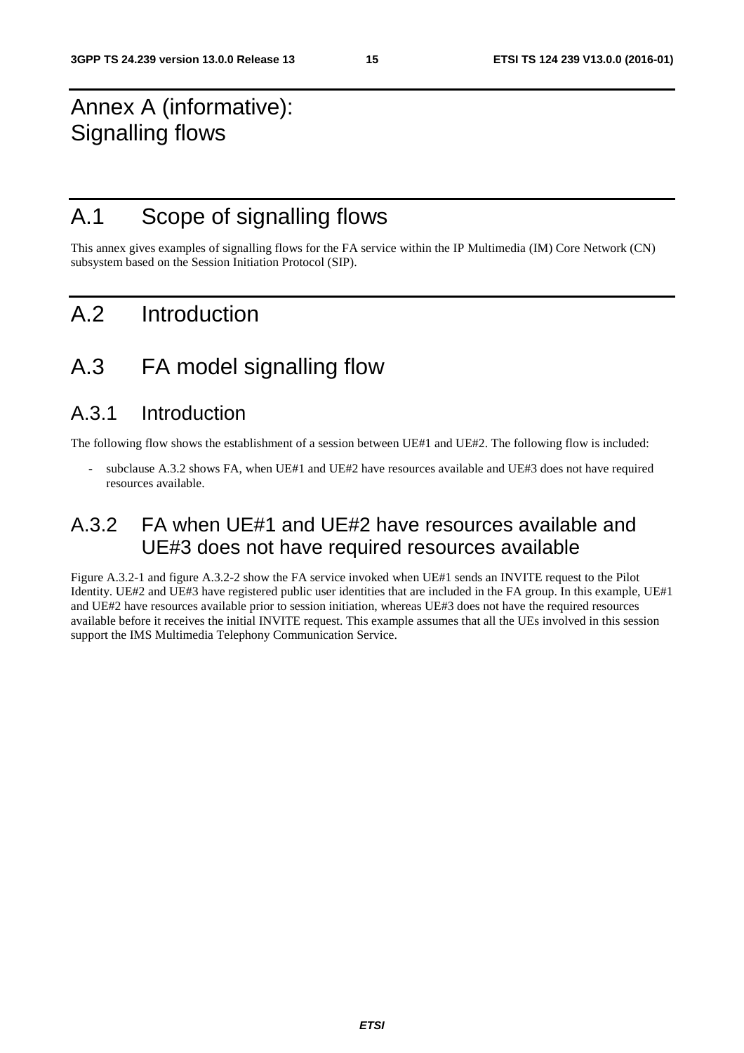# Annex A (informative): Signalling flows

# A.1 Scope of signalling flows

This annex gives examples of signalling flows for the FA service within the IP Multimedia (IM) Core Network (CN) subsystem based on the Session Initiation Protocol (SIP).

# A.2 Introduction

# A.3 FA model signalling flow

## A.3.1 Introduction

The following flow shows the establishment of a session between UE#1 and UE#2. The following flow is included:

- subclause A.3.2 shows FA, when UE#1 and UE#2 have resources available and UE#3 does not have required resources available.

## A.3.2 FA when UE#1 and UE#2 have resources available and UE#3 does not have required resources available

Figure A.3.2-1 and figure A.3.2-2 show the FA service invoked when UE#1 sends an INVITE request to the Pilot Identity. UE#2 and UE#3 have registered public user identities that are included in the FA group. In this example, UE#1 and UE#2 have resources available prior to session initiation, whereas UE#3 does not have the required resources available before it receives the initial INVITE request. This example assumes that all the UEs involved in this session support the IMS Multimedia Telephony Communication Service.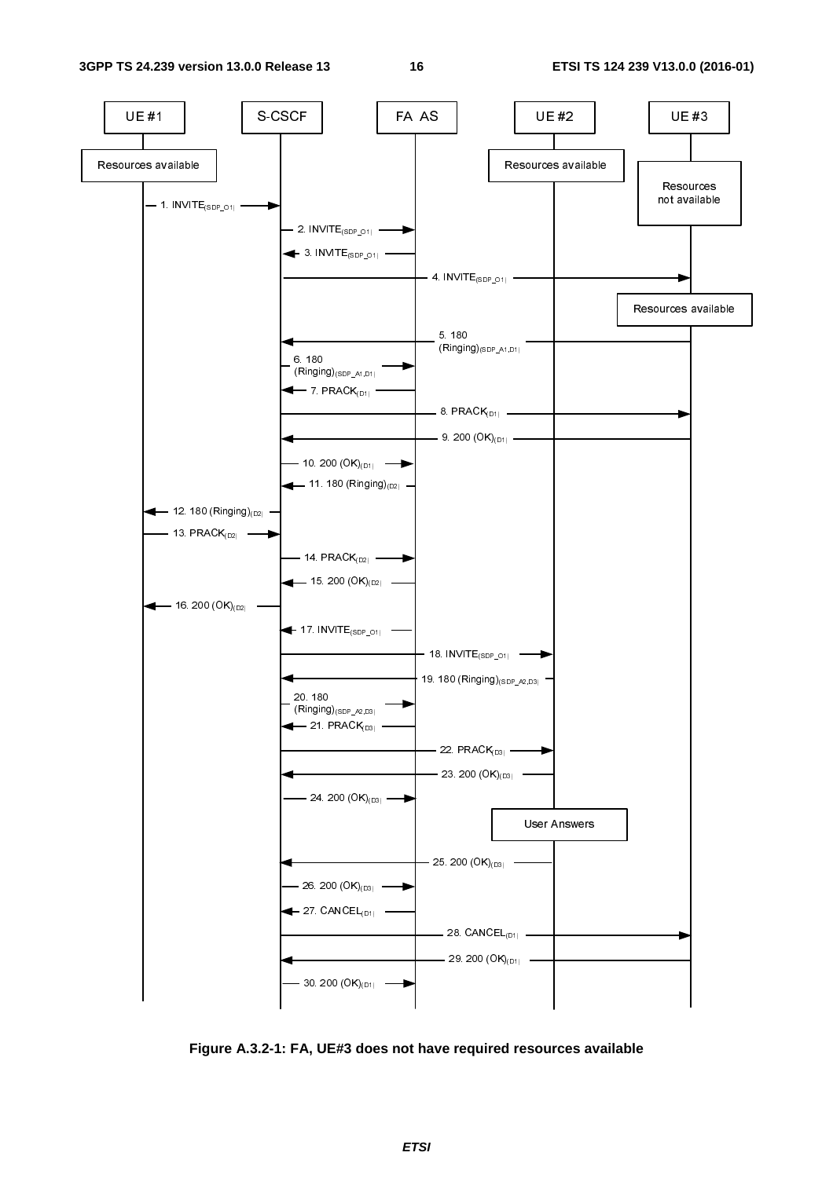UE #1 | S-CSCF | FA AS | UE #2 | UE #3

UE #1: Resources available

UE #2: Resources available

UE #3: Resources not available

1. INVITE $_{(SDP\_O1)}$ (UE #1 → S-CSCF)
2. INVITE $_{(SDP\_O1)}$ (S-CSCF → FA AS)
3. INVITE $_{(SDP\_O1)}$ (FA AS → S-CSCF)
4. INVITE $_{(SDP\_O1)}$ (S-CSCF → UE #3)

UE #3: Resources available

5. 180 (Ringing) $_{(SDP\_A1,D1)}$ (UE #3 → S-CSCF)
6. 180 (Ringing) $_{(SDP\_A1,D1)}$ (S-CSCF → FA AS)
7. PRACK $_{(D1)}$ (FA AS → S-CSCF)
8. PRACK $_{(D1)}$ (S-CSCF → UE #3)
9. 200 (OK) $_{(D1)}$ (UE #3 → S-CSCF)
10. 200 (OK) $_{(D1)}$ (S-CSCF → FA AS)
11. 180 (Ringing) $_{(D2)}$ (FA AS → S-CSCF)
12. 180 (Ringing) $_{(D2)}$ (S-CSCF → UE #1)
13. PRACK $_{(D2)}$ (UE #1 → S-CSCF)
14. PRACK $_{(D2)}$ (S-CSCF → FA AS)
15. 200 (OK) $_{(D2)}$ (FA AS → S-CSCF)
16. 200 (OK) $_{(D2)}$ (S-CSCF → UE #1)
17. INVITE $_{(SDP\_O1)}$ (FA AS → S-CSCF)
18. INVITE $_{(SDP\_O1)}$ (S-CSCF → UE #2)
19. 180 (Ringing) $_{(SDP\_A2,D3)}$ (UE #2 → S-CSCF)
20. 180 (Ringing) $_{(SDP\_A2,D3)}$ (S-CSCF → FA AS)
21. PRACK $_{(D3)}$ (FA AS → S-CSCF)
22. PRACK $_{(D3)}$ (S-CSCF → UE #2)
23. 200 (OK) $_{(D3)}$ (UE #2 → S-CSCF)
24. 200 (OK) $_{(D3)}$ (S-CSCF → FA AS)

UE #2: User Answers

25. 200 (OK) $_{(D3)}$ (UE #2 → S-CSCF)
26. 200 (OK) $_{(D3)}$ (S-CSCF → FA AS)
27. CANCEL $_{(D1)}$ (FA AS → S-CSCF)
28. CANCEL $_{(D1)}$ (S-CSCF → UE #3)
29. 200 (OK) $_{(D1)}$ (UE #3 → S-CSCF)
30. 200 (OK) $_{(D1)}$ (S-CSCF → FA AS)

**Figure A.3.2-1: FA, UE#3 does not have required resources available**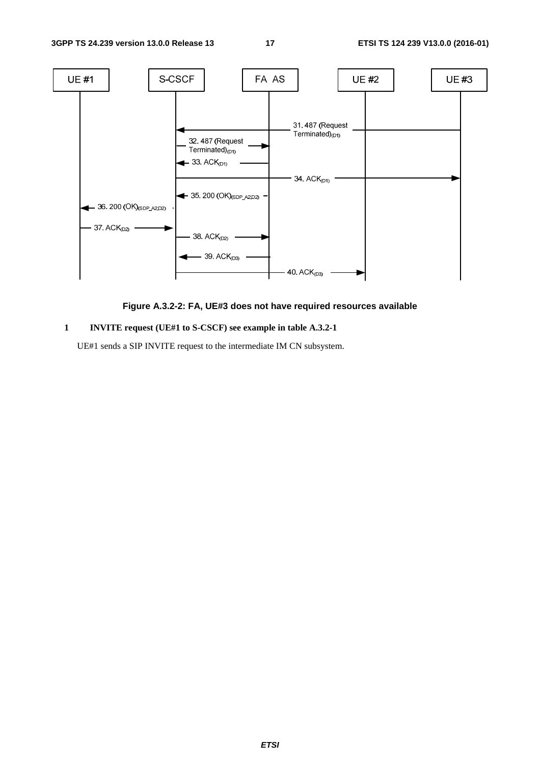Figure A.3.2-2: FA, UE#3 does not have required resources available

**1 INVITE request (UE#1 to S-CSCF) see example in table A.3.2-1**

UE#1 sends a SIP INVITE request to the intermediate IM CN subsystem.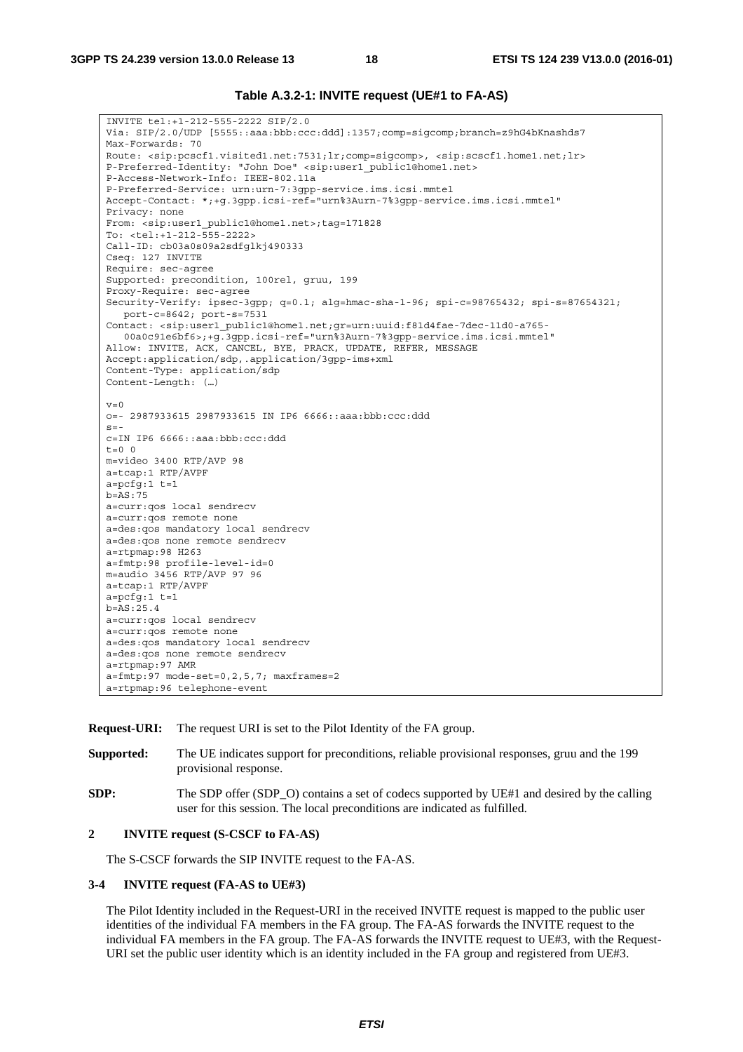**Table A.3.2-1: INVITE request (UE#1 to FA-AS)**

```
INVITE tel:+1-212-555-2222 SIP/2.0
Via: SIP/2.0/UDP [5555::aaa:bbb:ccc:ddd]:1357;comp=sigcomp;branch=z9hG4bKnashds7
Max-Forwards: 70
Route: <sip:pcscf1.visited1.net:7531;lr;comp=sigcomp>, <sip:scscf1.home1.net;lr>
P-Preferred-Identity: "John Doe" <sip:user1_public1@home1.net>
P-Access-Network-Info: IEEE-802.11a
P-Preferred-Service: urn:urn-7:3gpp-service.ims.icsi.mmtel
Accept-Contact: *;+g.3gpp.icsi-ref="urn%3Aurn-7%3gpp-service.ims.icsi.mmtel"
Privacy: none
From: <sip:user1_public1@home1.net>;tag=171828
To: <tel:+1-212-555-2222>
Call-ID: cb03a0s09a2sdfglkj490333
Cseq: 127 INVITE
Require: sec-agree
Supported: precondition, 100rel, gruu, 199
Proxy-Require: sec-agree
Security-Verify: ipsec-3gpp; q=0.1; alg=hmac-sha-1-96; spi-c=98765432; spi-s=87654321;
   port-c=8642; port-s=7531
Contact: <sip:user1_public1@home1.net;gr=urn:uuid:f81d4fae-7dec-11d0-a765-
   00a0c91e6bf6>;+g.3gpp.icsi-ref="urn%3Aurn-7%3gpp-service.ims.icsi.mmtel"
Allow: INVITE, ACK, CANCEL, BYE, PRACK, UPDATE, REFER, MESSAGE
Accept:application/sdp,.application/3gpp-ims+xml
Content-Type: application/sdp
Content-Length: (…)

v=0
o=- 2987933615 2987933615 IN IP6 6666::aaa:bbb:ccc:ddd
s=-
c=IN IP6 6666::aaa:bbb:ccc:ddd
t=0 0
m=video 3400 RTP/AVP 98
a=tcap:1 RTP/AVPF
a=pcfg:1 t=1
b=AS:75
a=curr:qos local sendrecv
a=curr:qos remote none
a=des:qos mandatory local sendrecv
a=des:qos none remote sendrecv
a=rtpmap:98 H263
a=fmtp:98 profile-level-id=0
m=audio 3456 RTP/AVP 97 96
a=tcap:1 RTP/AVPF
a=pcfg:1 t=1
b=AS:25.4
a=curr:qos local sendrecv
a=curr:qos remote none
a=des:qos mandatory local sendrecv
a=des:qos none remote sendrecv
a=rtpmap:97 AMR
a=fmtp:97 mode-set=0,2,5,7; maxframes=2
a=rtpmap:96 telephone-event
```

**Request-URI:** The request URI is set to the Pilot Identity of the FA group.

**Supported:** The UE indicates support for preconditions, reliable provisional responses, gruu and the 199 provisional response.

**SDP:** The SDP offer (SDP_O) contains a set of codecs supported by UE#1 and desired by the calling user for this session. The local preconditions are indicated as fulfilled.

#### 2 INVITE request (S-CSCF to FA-AS)

The S-CSCF forwards the SIP INVITE request to the FA-AS.

#### 3-4 INVITE request (FA-AS to UE#3)

The Pilot Identity included in the Request-URI in the received INVITE request is mapped to the public user identities of the individual FA members in the FA group. The FA-AS forwards the INVITE request to the individual FA members in the FA group. The FA-AS forwards the INVITE request to UE#3, with the Request-URI set the public user identity which is an identity included in the FA group and registered from UE#3.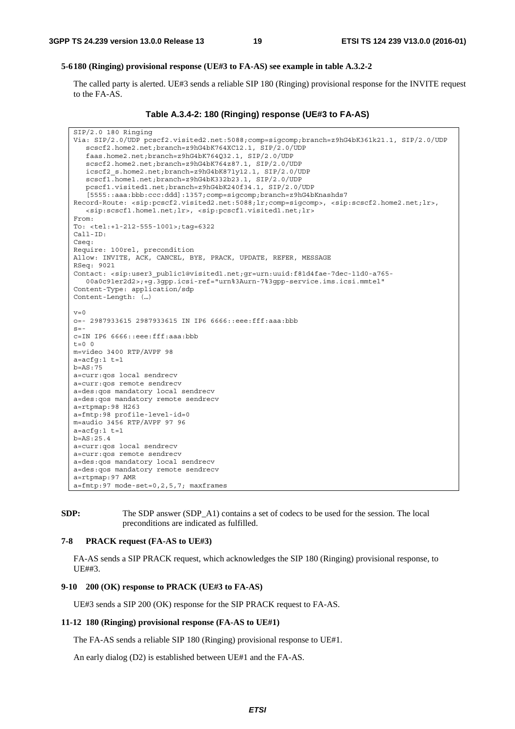**5-6 180 (Ringing) provisional response (UE#3 to FA-AS) see example in table A.3.2-2**

The called party is alerted. UE#3 sends a reliable SIP 180 (Ringing) provisional response for the INVITE request to the FA-AS.

**Table A.3.4-2: 180 (Ringing) response (UE#3 to FA-AS)**

```
SIP/2.0 180 Ringing
Via: SIP/2.0/UDP pcscf2.visited2.net:5088;comp=sigcomp;branch=z9hG4bK361k21.1, SIP/2.0/UDP
   scscf2.home2.net;branch=z9hG4bK764XC12.1, SIP/2.0/UDP
   faas.home2.net;branch=z9hG4bK764Q32.1, SIP/2.0/UDP
   scscf2.home2.net;branch=z9hG4bK764z87.1, SIP/2.0/UDP
   icscf2_s.home2.net;branch=z9hG4bK871y12.1, SIP/2.0/UDP
   scscf1.home1.net;branch=z9hG4bK332b23.1, SIP/2.0/UDP
   pcscf1.visited1.net;branch=z9hG4bK240f34.1, SIP/2.0/UDP
   [5555::aaa:bbb:ccc:ddd]:1357;comp=sigcomp;branch=z9hG4bKnashds7
Record-Route: <sip:pcscf2.visited2.net:5088;lr;comp=sigcomp>, <sip:scscf2.home2.net;lr>,
   <sip:scscf1.home1.net;lr>, <sip:pcscf1.visited1.net;lr>
From:
To: <tel:+1-212-555-1001>;tag=6322
Call-ID:
Cseq:
Require: 100rel, precondition
Allow: INVITE, ACK, CANCEL, BYE, PRACK, UPDATE, REFER, MESSAGE
RSeq: 9021
Contact: <sip:user3_public1@visited1.net;gr=urn:uuid:f81d4fae-7dec-11d0-a765-
   00a0c91er2d2>;+g.3gpp.icsi-ref="urn%3Aurn-7%3gpp-service.ims.icsi.mmtel"
Content-Type: application/sdp
Content-Length: (…)

v=0
o=- 2987933615 2987933615 IN IP6 6666::eee:fff:aaa:bbb
s=-
c=IN IP6 6666::eee:fff:aaa:bbb
t=0 0
m=video 3400 RTP/AVPF 98
a=acfg:1 t=1
b=AS:75
a=curr:qos local sendrecv
a=curr:qos remote sendrecv
a=des:qos mandatory local sendrecv
a=des:qos mandatory remote sendrecv
a=rtpmap:98 H263
a=fmtp:98 profile-level-id=0
m=audio 3456 RTP/AVPF 97 96
a=acfg:1 t=1
b=AS:25.4
a=curr:qos local sendrecv
a=curr:qos remote sendrecv
a=des:qos mandatory local sendrecv
a=des:qos mandatory remote sendrecv
a=rtpmap:97 AMR
a=fmtp:97 mode-set=0,2,5,7; maxframes
```

**SDP:** The SDP answer (SDP_A1) contains a set of codecs to be used for the session. The local preconditions are indicated as fulfilled.

**7-8 PRACK request (FA-AS to UE#3)**

FA-AS sends a SIP PRACK request, which acknowledges the SIP 180 (Ringing) provisional response, to UE##3.

**9-10 200 (OK) response to PRACK (UE#3 to FA-AS)**

UE#3 sends a SIP 200 (OK) response for the SIP PRACK request to FA-AS.

**11-12 180 (Ringing) provisional response (FA-AS to UE#1)**

The FA-AS sends a reliable SIP 180 (Ringing) provisional response to UE#1.

An early dialog (D2) is established between UE#1 and the FA-AS.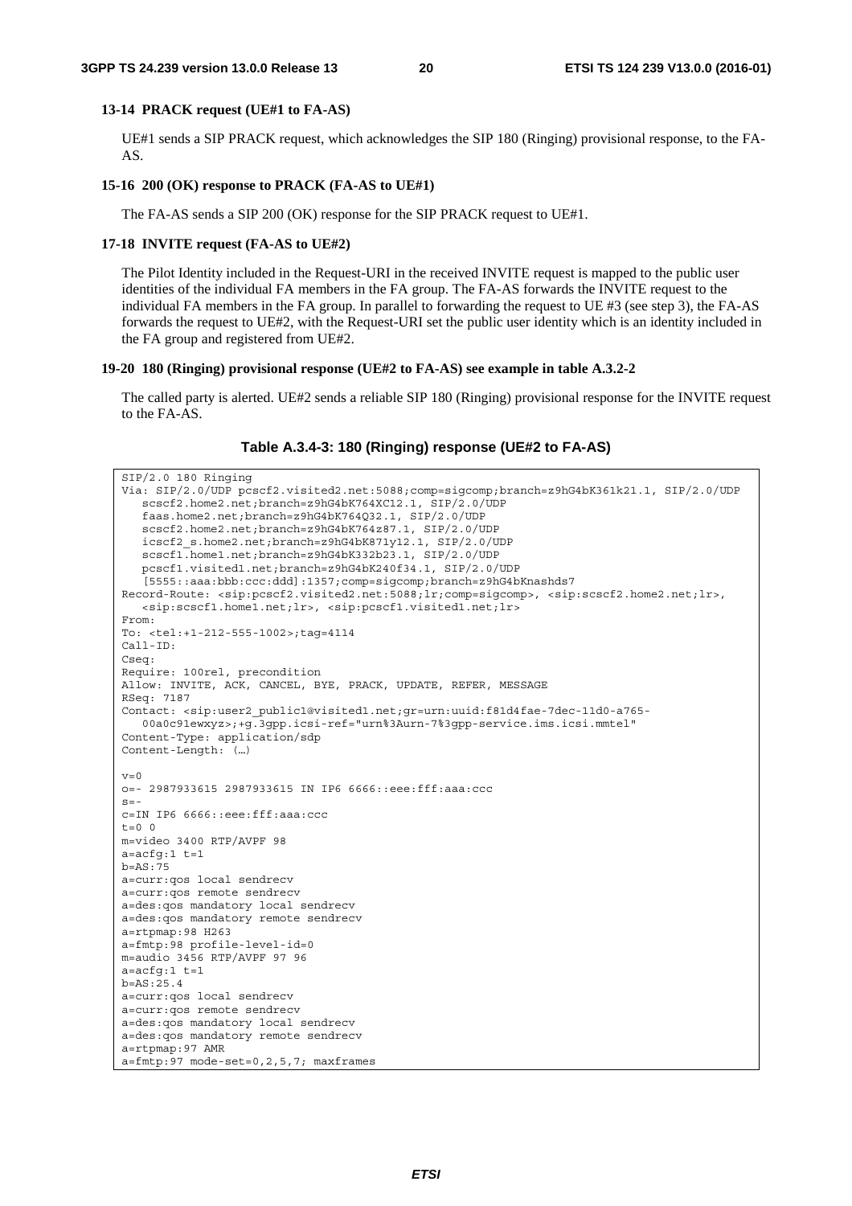#### 13-14 PRACK request (UE#1 to FA-AS)

UE#1 sends a SIP PRACK request, which acknowledges the SIP 180 (Ringing) provisional response, to the FA-AS.

#### 15-16 200 (OK) response to PRACK (FA-AS to UE#1)

The FA-AS sends a SIP 200 (OK) response for the SIP PRACK request to UE#1.

#### 17-18 INVITE request (FA-AS to UE#2)

The Pilot Identity included in the Request-URI in the received INVITE request is mapped to the public user identities of the individual FA members in the FA group. The FA-AS forwards the INVITE request to the individual FA members in the FA group. In parallel to forwarding the request to UE #3 (see step 3), the FA-AS forwards the request to UE#2, with the Request-URI set the public user identity which is an identity included in the FA group and registered from UE#2.

#### 19-20 180 (Ringing) provisional response (UE#2 to FA-AS) see example in table A.3.2-2

The called party is alerted. UE#2 sends a reliable SIP 180 (Ringing) provisional response for the INVITE request to the FA-AS.

**Table A.3.4-3: 180 (Ringing) response (UE#2 to FA-AS)**

```
SIP/2.0 180 Ringing
Via: SIP/2.0/UDP pcscf2.visited2.net:5088;comp=sigcomp;branch=z9hG4bK361k21.1, SIP/2.0/UDP
   scscf2.home2.net;branch=z9hG4bK764XC12.1, SIP/2.0/UDP
   faas.home2.net;branch=z9hG4bK764Q32.1, SIP/2.0/UDP
   scscf2.home2.net;branch=z9hG4bK764z87.1, SIP/2.0/UDP
   icscf2_s.home2.net;branch=z9hG4bK871y12.1, SIP/2.0/UDP
   scscf1.home1.net;branch=z9hG4bK332b23.1, SIP/2.0/UDP
   pcscf1.visited1.net;branch=z9hG4bK240f34.1, SIP/2.0/UDP
   [5555::aaa:bbb:ccc:ddd]:1357;comp=sigcomp;branch=z9hG4bKnashds7
Record-Route: <sip:pcscf2.visited2.net:5088;lr;comp=sigcomp>, <sip:scscf2.home2.net;lr>,
   <sip:scscf1.home1.net;lr>, <sip:pcscf1.visited1.net;lr>
From:
To: <tel:+1-212-555-1002>;tag=4114
Call-ID:
Cseq:
Require: 100rel, precondition
Allow: INVITE, ACK, CANCEL, BYE, PRACK, UPDATE, REFER, MESSAGE
RSeq: 7187
Contact: <sip:user2_public1@visited1.net;gr=urn:uuid:f81d4fae-7dec-11d0-a765-
   00a0c91ewxyz>;+g.3gpp.icsi-ref="urn%3Aurn-7%3gpp-service.ims.icsi.mmtel"
Content-Type: application/sdp
Content-Length: (…)

v=0
o=- 2987933615 2987933615 IN IP6 6666::eee:fff:aaa:ccc
s=-
c=IN IP6 6666::eee:fff:aaa:ccc
t=0 0
m=video 3400 RTP/AVPF 98
a=acfg:1 t=1
b=AS:75
a=curr:qos local sendrecv
a=curr:qos remote sendrecv
a=des:qos mandatory local sendrecv
a=des:qos mandatory remote sendrecv
a=rtpmap:98 H263
a=fmtp:98 profile-level-id=0
m=audio 3456 RTP/AVPF 97 96
a=acfg:1 t=1
b=AS:25.4
a=curr:qos local sendrecv
a=curr:qos remote sendrecv
a=des:qos mandatory local sendrecv
a=des:qos mandatory remote sendrecv
a=rtpmap:97 AMR
a=fmtp:97 mode-set=0,2,5,7; maxframes
```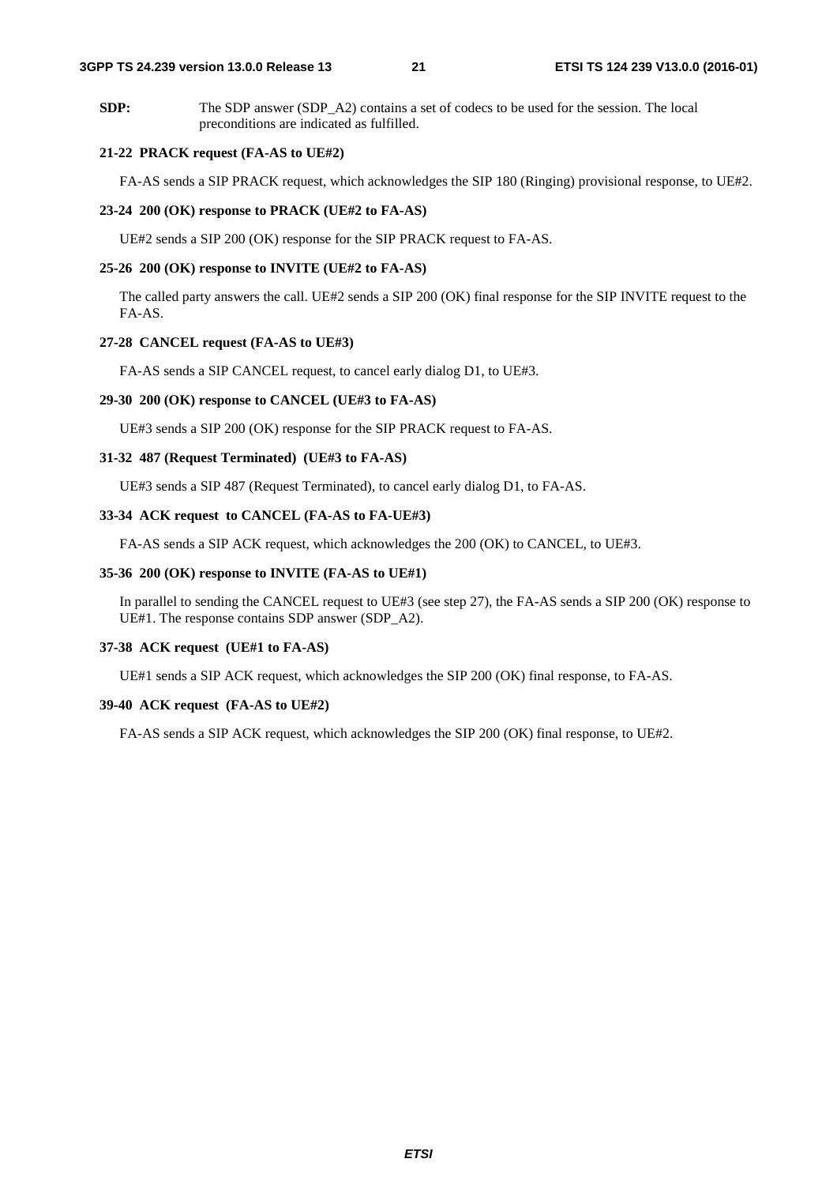**SDP:** The SDP answer (SDP_A2) contains a set of codecs to be used for the session. The local preconditions are indicated as fulfilled.

**21-22 PRACK request (FA-AS to UE#2)**

FA-AS sends a SIP PRACK request, which acknowledges the SIP 180 (Ringing) provisional response, to UE#2.

**23-24 200 (OK) response to PRACK (UE#2 to FA-AS)**

UE#2 sends a SIP 200 (OK) response for the SIP PRACK request to FA-AS.

**25-26 200 (OK) response to INVITE (UE#2 to FA-AS)**

The called party answers the call. UE#2 sends a SIP 200 (OK) final response for the SIP INVITE request to the FA-AS.

**27-28 CANCEL request (FA-AS to UE#3)**

FA-AS sends a SIP CANCEL request, to cancel early dialog D1, to UE#3.

**29-30 200 (OK) response to CANCEL (UE#3 to FA-AS)**

UE#3 sends a SIP 200 (OK) response for the SIP PRACK request to FA-AS.

**31-32 487 (Request Terminated) (UE#3 to FA-AS)**

UE#3 sends a SIP 487 (Request Terminated), to cancel early dialog D1, to FA-AS.

**33-34 ACK request to CANCEL (FA-AS to FA-UE#3)**

FA-AS sends a SIP ACK request, which acknowledges the 200 (OK) to CANCEL, to UE#3.

**35-36 200 (OK) response to INVITE (FA-AS to UE#1)**

In parallel to sending the CANCEL request to UE#3 (see step 27), the FA-AS sends a SIP 200 (OK) response to UE#1. The response contains SDP answer (SDP_A2).

**37-38 ACK request (UE#1 to FA-AS)**

UE#1 sends a SIP ACK request, which acknowledges the SIP 200 (OK) final response, to FA-AS.

**39-40 ACK request (FA-AS to UE#2)**

FA-AS sends a SIP ACK request, which acknowledges the SIP 200 (OK) final response, to UE#2.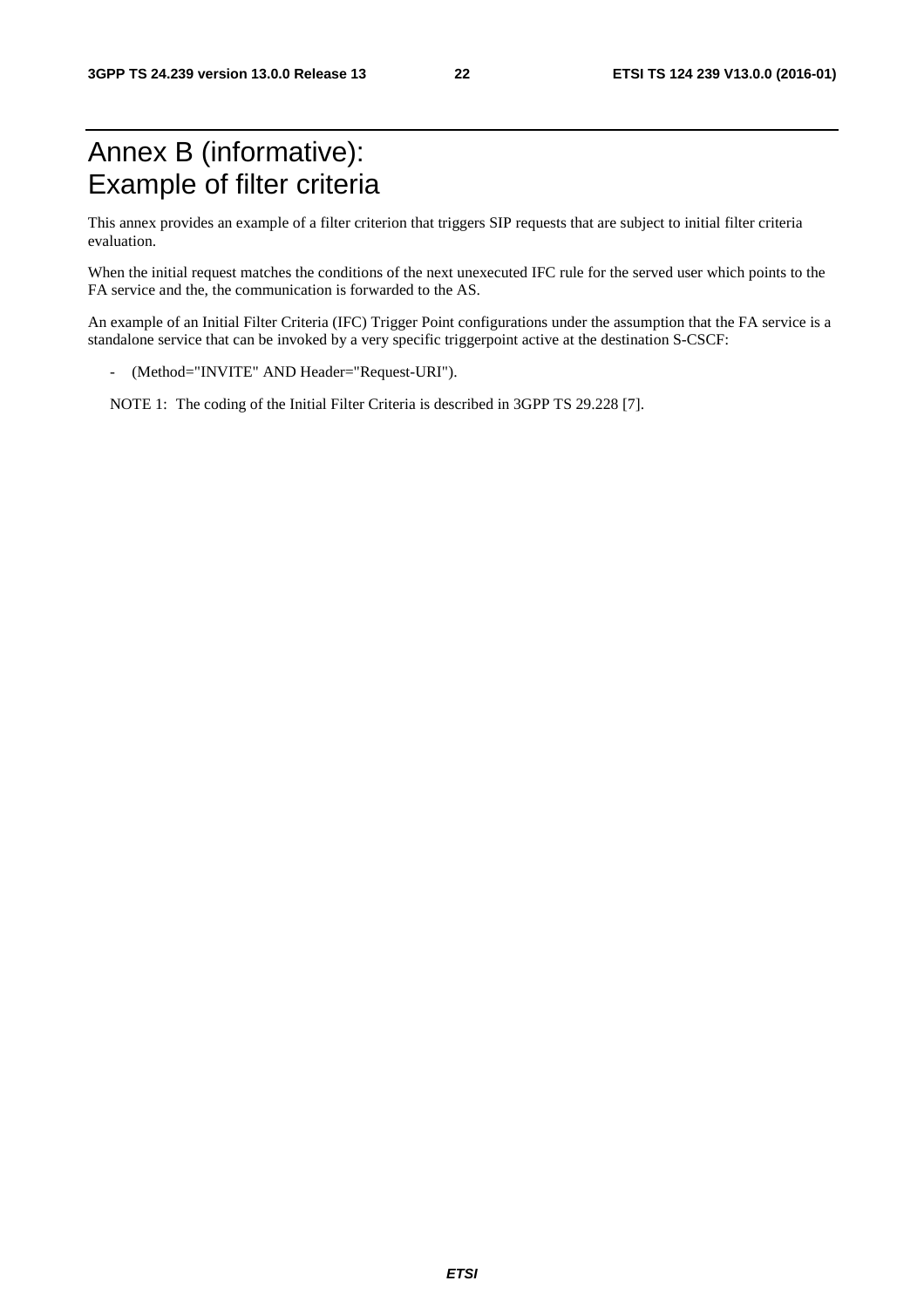# Annex B (informative): Example of filter criteria

This annex provides an example of a filter criterion that triggers SIP requests that are subject to initial filter criteria evaluation.

When the initial request matches the conditions of the next unexecuted IFC rule for the served user which points to the FA service and the, the communication is forwarded to the AS.

An example of an Initial Filter Criteria (IFC) Trigger Point configurations under the assumption that the FA service is a standalone service that can be invoked by a very specific triggerpoint active at the destination S-CSCF:

- (Method="INVITE" AND Header="Request-URI").

NOTE 1: The coding of the Initial Filter Criteria is described in 3GPP TS 29.228 [7].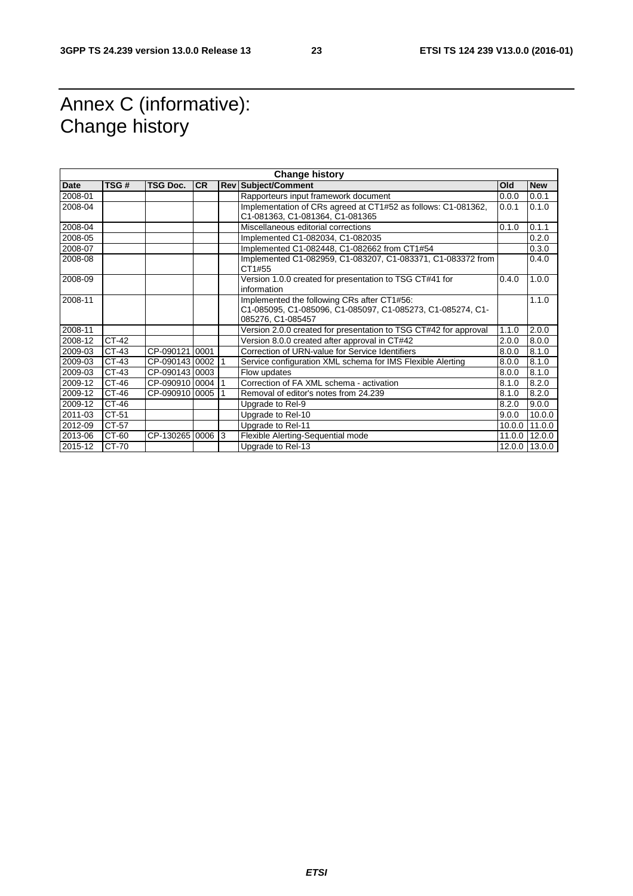# Annex C (informative): Change history

| Change history | | | | | | | |
|---|---|---|---|---|---|---|---|
| **Date** | **TSG #** | **TSG Doc.** | **CR** | **Rev** | **Subject/Comment** | **Old** | **New** |
| 2008-01 | | | | | Rapporteurs input framework document | 0.0.0 | 0.0.1 |
| 2008-04 | | | | | Implementation of CRs agreed at CT1#52 as follows: C1-081362, C1-081363, C1-081364, C1-081365 | 0.0.1 | 0.1.0 |
| 2008-04 | | | | | Miscellaneous editorial corrections | 0.1.0 | 0.1.1 |
| 2008-05 | | | | | Implemented C1-082034, C1-082035 | | 0.2.0 |
| 2008-07 | | | | | Implemented C1-082448, C1-082662 from CT1#54 | | 0.3.0 |
| 2008-08 | | | | | Implemented C1-082959, C1-083207, C1-083371, C1-083372 from CT1#55 | | 0.4.0 |
| 2008-09 | | | | | Version 1.0.0 created for presentation to TSG CT#41 for information | 0.4.0 | 1.0.0 |
| 2008-11 | | | | | Implemented the following CRs after CT1#56: C1-085095, C1-085096, C1-085097, C1-085273, C1-085274, C1-085276, C1-085457 | | 1.1.0 |
| 2008-11 | | | | | Version 2.0.0 created for presentation to TSG CT#42 for approval | 1.1.0 | 2.0.0 |
| 2008-12 | CT-42 | | | | Version 8.0.0 created after approval in CT#42 | 2.0.0 | 8.0.0 |
| 2009-03 | CT-43 | CP-090121 | 0001 | | Correction of URN-value for Service Identifiers | 8.0.0 | 8.1.0 |
| 2009-03 | CT-43 | CP-090143 | 0002 | 1 | Service configuration XML schema for IMS Flexible Alerting | 8.0.0 | 8.1.0 |
| 2009-03 | CT-43 | CP-090143 | 0003 | | Flow updates | 8.0.0 | 8.1.0 |
| 2009-12 | CT-46 | CP-090910 | 0004 | 1 | Correction of FA XML schema - activation | 8.1.0 | 8.2.0 |
| 2009-12 | CT-46 | CP-090910 | 0005 | 1 | Removal of editor's notes from 24.239 | 8.1.0 | 8.2.0 |
| 2009-12 | CT-46 | | | | Upgrade to Rel-9 | 8.2.0 | 9.0.0 |
| 2011-03 | CT-51 | | | | Upgrade to Rel-10 | 9.0.0 | 10.0.0 |
| 2012-09 | CT-57 | | | | Upgrade to Rel-11 | 10.0.0 | 11.0.0 |
| 2013-06 | CT-60 | CP-130265 | 0006 | 3 | Flexible Alerting-Sequential mode | 11.0.0 | 12.0.0 |
| 2015-12 | CT-70 | | | | Upgrade to Rel-13 | 12.0.0 | 13.0.0 |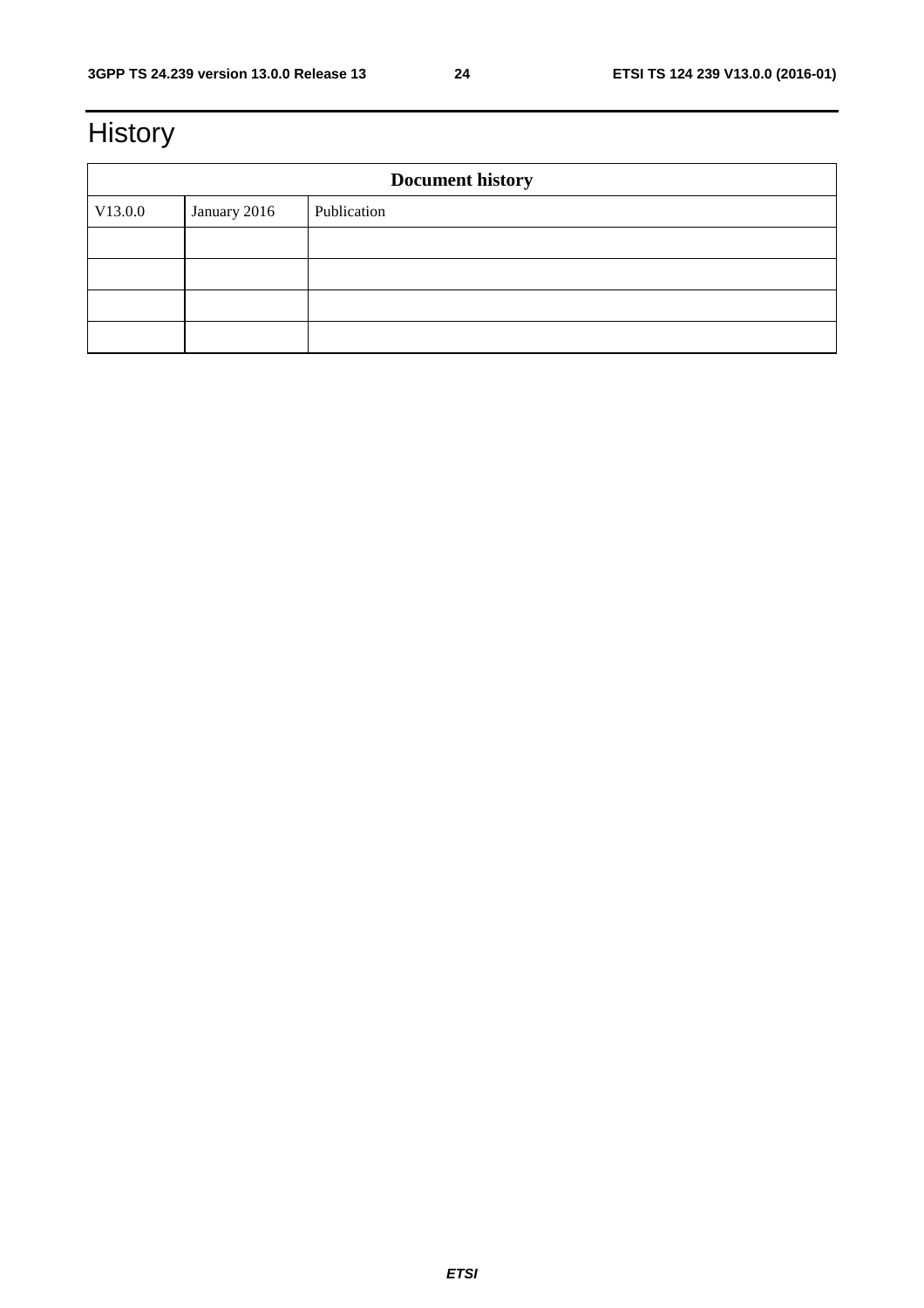# History

| Document history | | |
|---|---|---|
| V13.0.0 | January 2016 | Publication |
| | | |
| | | |
| | | |
| | | |